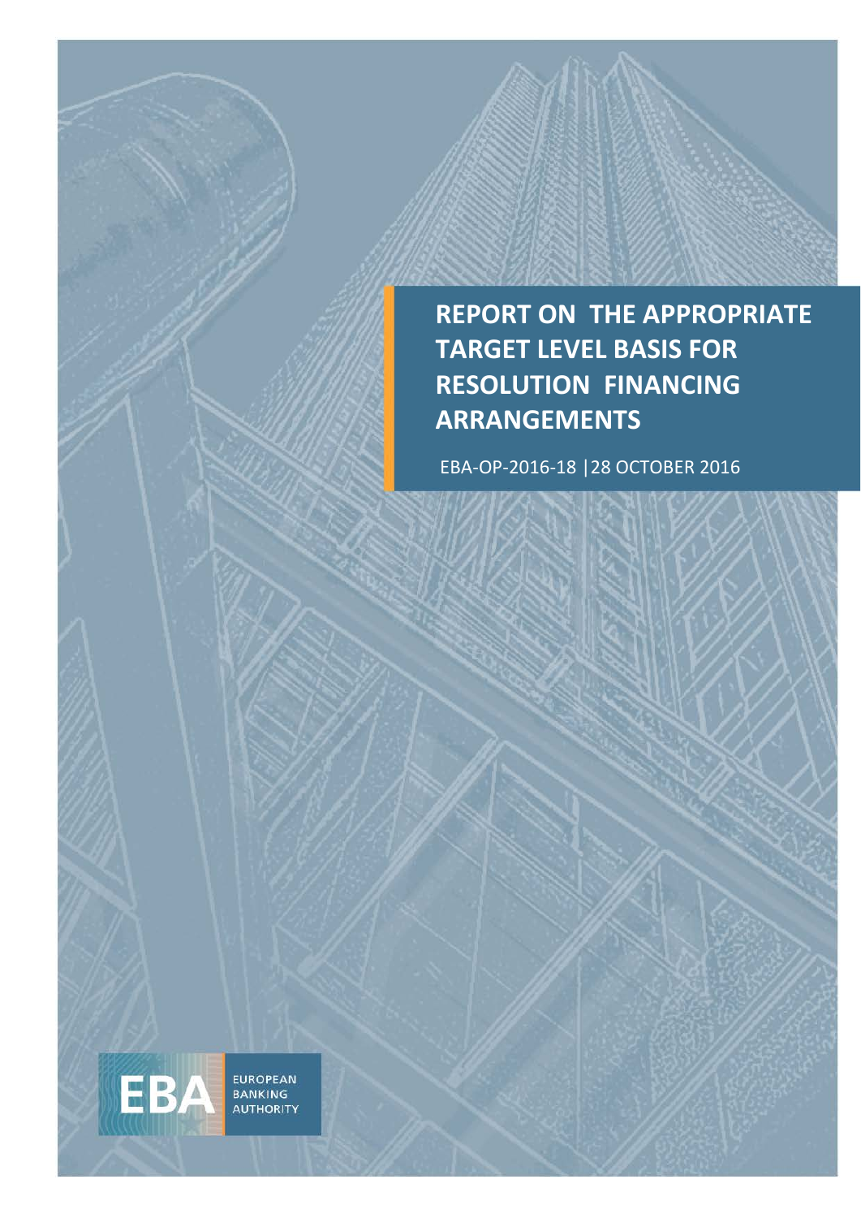# REPORT ON THE APPROPRIATE TARGET LEVEL BASIS FOR RESOLUTION FINANCING ARRANGEMENTS

EBA-OP-2016-18 | 28 OCTOBER 2016

EUROPEAN BANKING AUTHORITY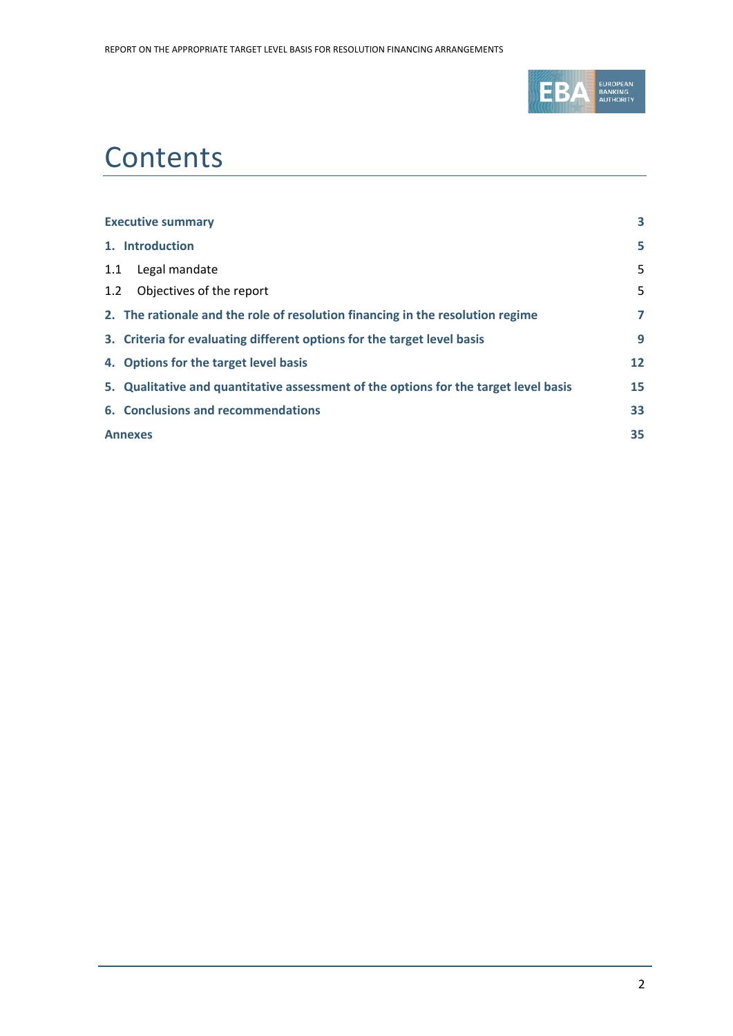# Contents

| | |
|---|---|
| **Executive summary** | **3** |
| **1. Introduction** | **5** |
| 1.1 Legal mandate | 5 |
| 1.2 Objectives of the report | 5 |
| **2. The rationale and the role of resolution financing in the resolution regime** | **7** |
| **3. Criteria for evaluating different options for the target level basis** | **9** |
| **4. Options for the target level basis** | **12** |
| **5. Qualitative and quantitative assessment of the options for the target level basis** | **15** |
| **6. Conclusions and recommendations** | **33** |
| **Annexes** | **35** |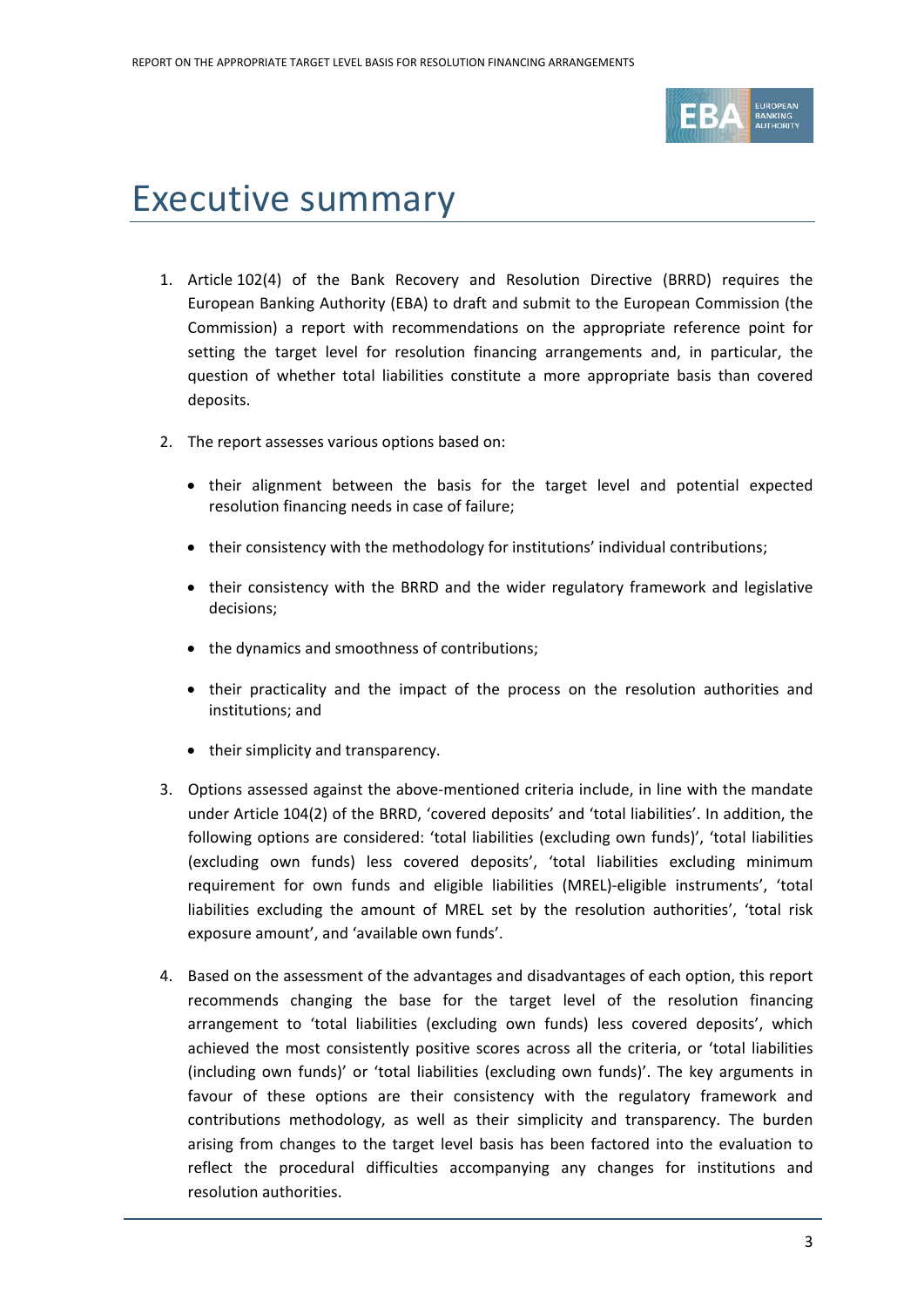# Executive summary

1. Article 102(4) of the Bank Recovery and Resolution Directive (BRRD) requires the European Banking Authority (EBA) to draft and submit to the European Commission (the Commission) a report with recommendations on the appropriate reference point for setting the target level for resolution financing arrangements and, in particular, the question of whether total liabilities constitute a more appropriate basis than covered deposits.

2. The report assesses various options based on:

   - their alignment between the basis for the target level and potential expected resolution financing needs in case of failure;
   - their consistency with the methodology for institutions' individual contributions;
   - their consistency with the BRRD and the wider regulatory framework and legislative decisions;
   - the dynamics and smoothness of contributions;
   - their practicality and the impact of the process on the resolution authorities and institutions; and
   - their simplicity and transparency.

3. Options assessed against the above-mentioned criteria include, in line with the mandate under Article 104(2) of the BRRD, 'covered deposits' and 'total liabilities'. In addition, the following options are considered: 'total liabilities (excluding own funds)', 'total liabilities (excluding own funds) less covered deposits', 'total liabilities excluding minimum requirement for own funds and eligible liabilities (MREL)-eligible instruments', 'total liabilities excluding the amount of MREL set by the resolution authorities', 'total risk exposure amount', and 'available own funds'.

4. Based on the assessment of the advantages and disadvantages of each option, this report recommends changing the base for the target level of the resolution financing arrangement to 'total liabilities (excluding own funds) less covered deposits', which achieved the most consistently positive scores across all the criteria, or 'total liabilities (including own funds)' or 'total liabilities (excluding own funds)'. The key arguments in favour of these options are their consistency with the regulatory framework and contributions methodology, as well as their simplicity and transparency. The burden arising from changes to the target level basis has been factored into the evaluation to reflect the procedural difficulties accompanying any changes for institutions and resolution authorities.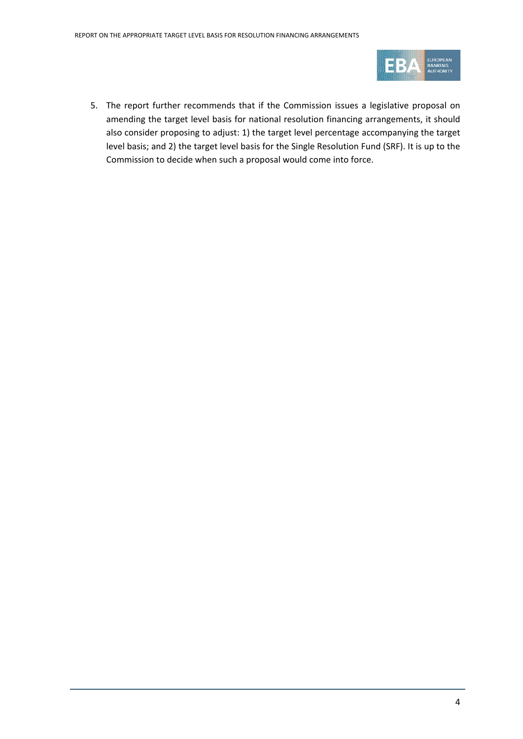5. The report further recommends that if the Commission issues a legislative proposal on amending the target level basis for national resolution financing arrangements, it should also consider proposing to adjust: 1) the target level percentage accompanying the target level basis; and 2) the target level basis for the Single Resolution Fund (SRF). It is up to the Commission to decide when such a proposal would come into force.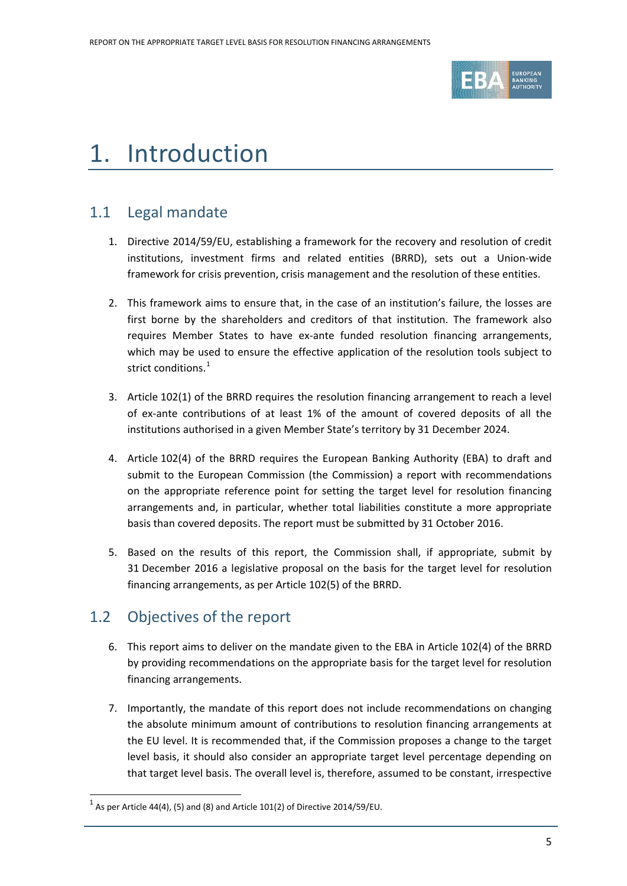# 1. Introduction

## 1.1 Legal mandate

1. Directive 2014/59/EU, establishing a framework for the recovery and resolution of credit institutions, investment firms and related entities (BRRD), sets out a Union-wide framework for crisis prevention, crisis management and the resolution of these entities.

2. This framework aims to ensure that, in the case of an institution's failure, the losses are first borne by the shareholders and creditors of that institution. The framework also requires Member States to have ex-ante funded resolution financing arrangements, which may be used to ensure the effective application of the resolution tools subject to strict conditions.[1]

3. Article 102(1) of the BRRD requires the resolution financing arrangement to reach a level of ex-ante contributions of at least 1% of the amount of covered deposits of all the institutions authorised in a given Member State's territory by 31 December 2024.

4. Article 102(4) of the BRRD requires the European Banking Authority (EBA) to draft and submit to the European Commission (the Commission) a report with recommendations on the appropriate reference point for setting the target level for resolution financing arrangements and, in particular, whether total liabilities constitute a more appropriate basis than covered deposits. The report must be submitted by 31 October 2016.

5. Based on the results of this report, the Commission shall, if appropriate, submit by 31 December 2016 a legislative proposal on the basis for the target level for resolution financing arrangements, as per Article 102(5) of the BRRD.

## 1.2 Objectives of the report

6. This report aims to deliver on the mandate given to the EBA in Article 102(4) of the BRRD by providing recommendations on the appropriate basis for the target level for resolution financing arrangements.

7. Importantly, the mandate of this report does not include recommendations on changing the absolute minimum amount of contributions to resolution financing arrangements at the EU level. It is recommended that, if the Commission proposes a change to the target level basis, it should also consider an appropriate target level percentage depending on that target level basis. The overall level is, therefore, assumed to be constant, irrespective

[1] As per Article 44(4), (5) and (8) and Article 101(2) of Directive 2014/59/EU.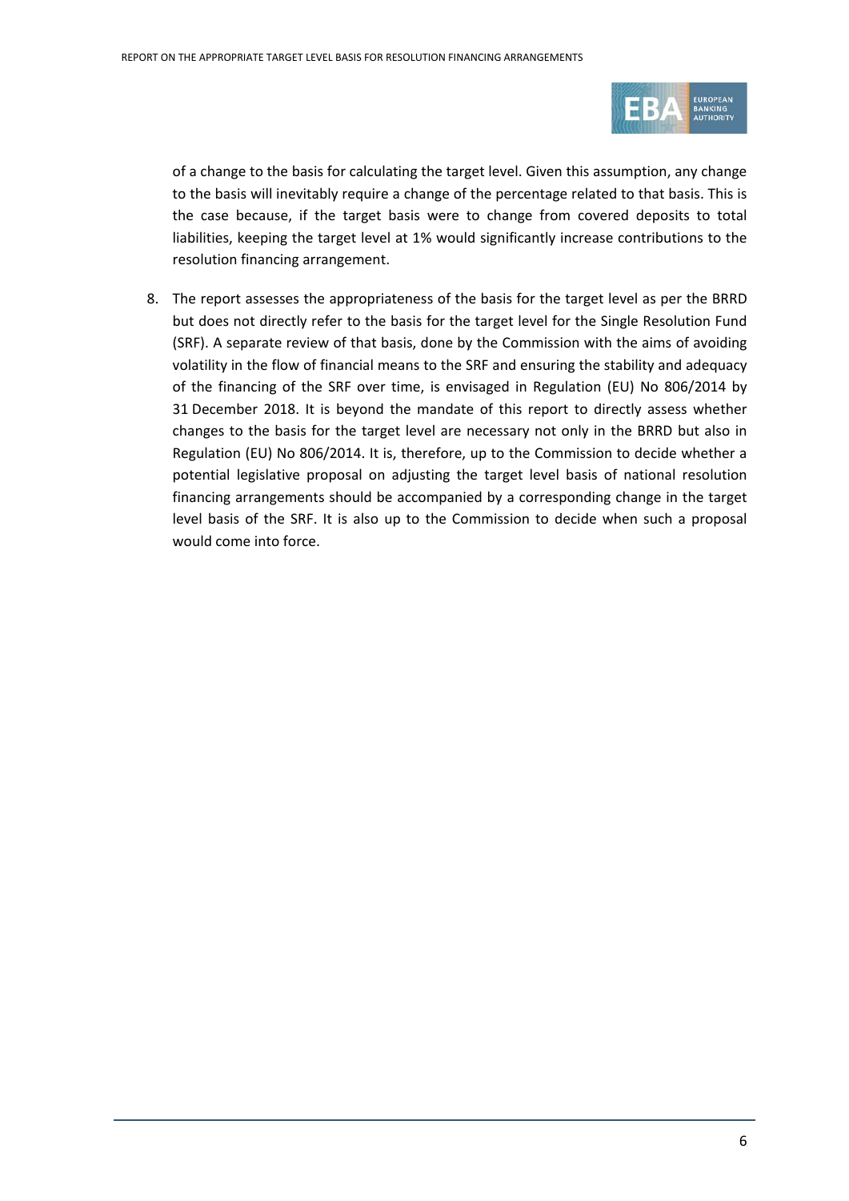of a change to the basis for calculating the target level. Given this assumption, any change to the basis will inevitably require a change of the percentage related to that basis. This is the case because, if the target basis were to change from covered deposits to total liabilities, keeping the target level at 1% would significantly increase contributions to the resolution financing arrangement.

8. The report assesses the appropriateness of the basis for the target level as per the BRRD but does not directly refer to the basis for the target level for the Single Resolution Fund (SRF). A separate review of that basis, done by the Commission with the aims of avoiding volatility in the flow of financial means to the SRF and ensuring the stability and adequacy of the financing of the SRF over time, is envisaged in Regulation (EU) No 806/2014 by 31 December 2018. It is beyond the mandate of this report to directly assess whether changes to the basis for the target level are necessary not only in the BRRD but also in Regulation (EU) No 806/2014. It is, therefore, up to the Commission to decide whether a potential legislative proposal on adjusting the target level basis of national resolution financing arrangements should be accompanied by a corresponding change in the target level basis of the SRF. It is also up to the Commission to decide when such a proposal would come into force.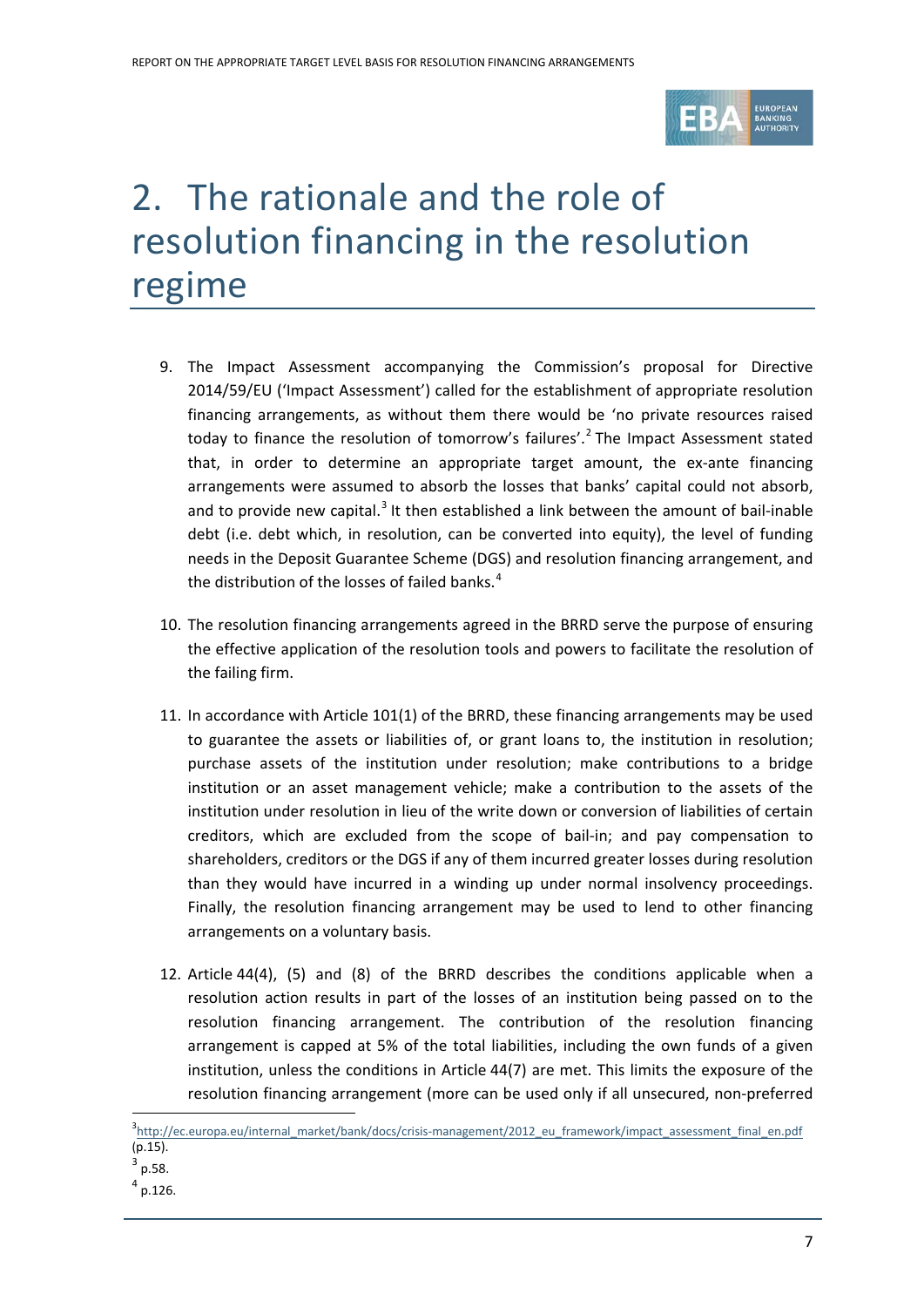# 2. The rationale and the role of resolution financing in the resolution regime

9. The Impact Assessment accompanying the Commission's proposal for Directive 2014/59/EU ('Impact Assessment') called for the establishment of appropriate resolution financing arrangements, as without them there would be 'no private resources raised today to finance the resolution of tomorrow's failures'.[2] The Impact Assessment stated that, in order to determine an appropriate target amount, the ex-ante financing arrangements were assumed to absorb the losses that banks' capital could not absorb, and to provide new capital.[3] It then established a link between the amount of bail-inable debt (i.e. debt which, in resolution, can be converted into equity), the level of funding needs in the Deposit Guarantee Scheme (DGS) and resolution financing arrangement, and the distribution of the losses of failed banks.[4]

10. The resolution financing arrangements agreed in the BRRD serve the purpose of ensuring the effective application of the resolution tools and powers to facilitate the resolution of the failing firm.

11. In accordance with Article 101(1) of the BRRD, these financing arrangements may be used to guarantee the assets or liabilities of, or grant loans to, the institution in resolution; purchase assets of the institution under resolution; make contributions to a bridge institution or an asset management vehicle; make a contribution to the assets of the institution under resolution in lieu of the write down or conversion of liabilities of certain creditors, which are excluded from the scope of bail-in; and pay compensation to shareholders, creditors or the DGS if any of them incurred greater losses during resolution than they would have incurred in a winding up under normal insolvency proceedings. Finally, the resolution financing arrangement may be used to lend to other financing arrangements on a voluntary basis.

12. Article 44(4), (5) and (8) of the BRRD describes the conditions applicable when a resolution action results in part of the losses of an institution being passed on to the resolution financing arrangement. The contribution of the resolution financing arrangement is capped at 5% of the total liabilities, including the own funds of a given institution, unless the conditions in Article 44(7) are met. This limits the exposure of the resolution financing arrangement (more can be used only if all unsecured, non-preferred

---

[3] http://ec.europa.eu/internal_market/bank/docs/crisis-management/2012_eu_framework/impact_assessment_final_en.pdf (p.15).

[3] p.58.

[4] p.126.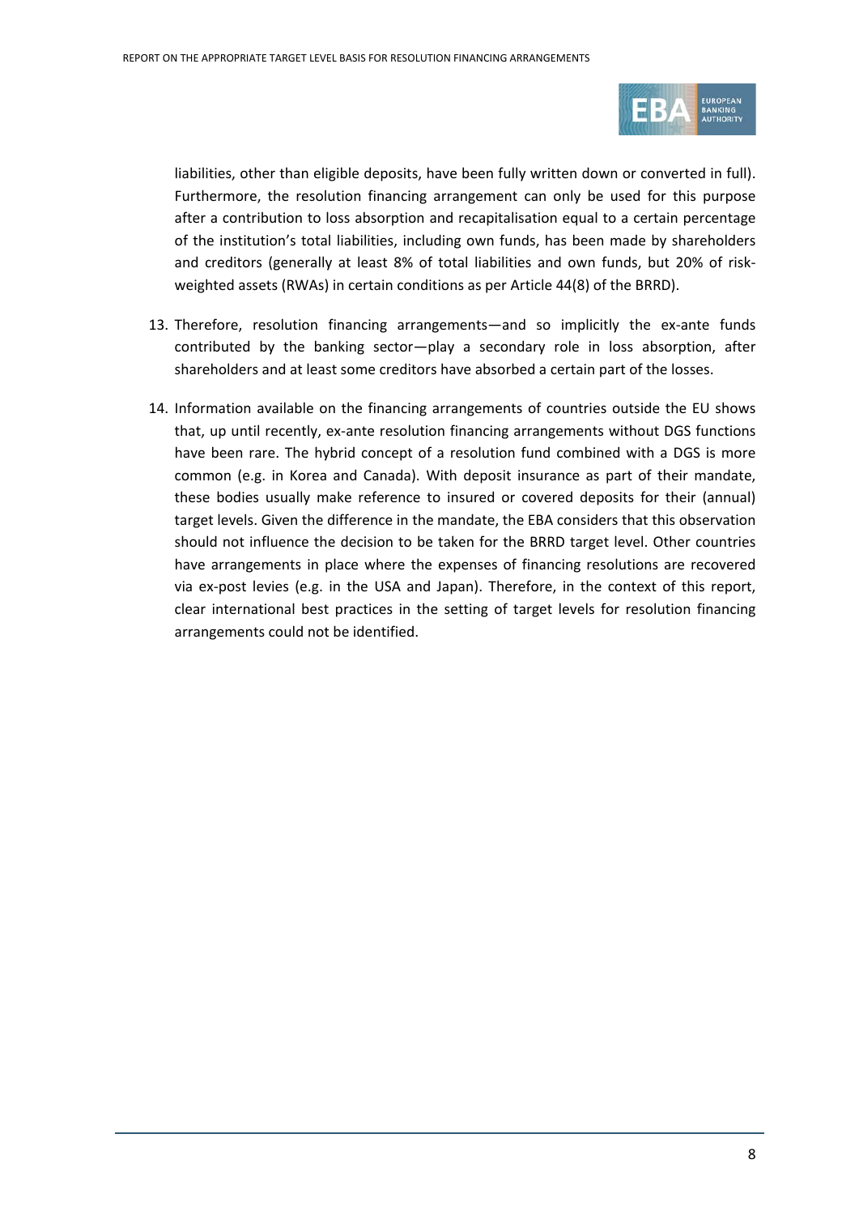liabilities, other than eligible deposits, have been fully written down or converted in full). Furthermore, the resolution financing arrangement can only be used for this purpose after a contribution to loss absorption and recapitalisation equal to a certain percentage of the institution's total liabilities, including own funds, has been made by shareholders and creditors (generally at least 8% of total liabilities and own funds, but 20% of risk-weighted assets (RWAs) in certain conditions as per Article 44(8) of the BRRD).

13. Therefore, resolution financing arrangements—and so implicitly the ex-ante funds contributed by the banking sector—play a secondary role in loss absorption, after shareholders and at least some creditors have absorbed a certain part of the losses.

14. Information available on the financing arrangements of countries outside the EU shows that, up until recently, ex-ante resolution financing arrangements without DGS functions have been rare. The hybrid concept of a resolution fund combined with a DGS is more common (e.g. in Korea and Canada). With deposit insurance as part of their mandate, these bodies usually make reference to insured or covered deposits for their (annual) target levels. Given the difference in the mandate, the EBA considers that this observation should not influence the decision to be taken for the BRRD target level. Other countries have arrangements in place where the expenses of financing resolutions are recovered via ex-post levies (e.g. in the USA and Japan). Therefore, in the context of this report, clear international best practices in the setting of target levels for resolution financing arrangements could not be identified.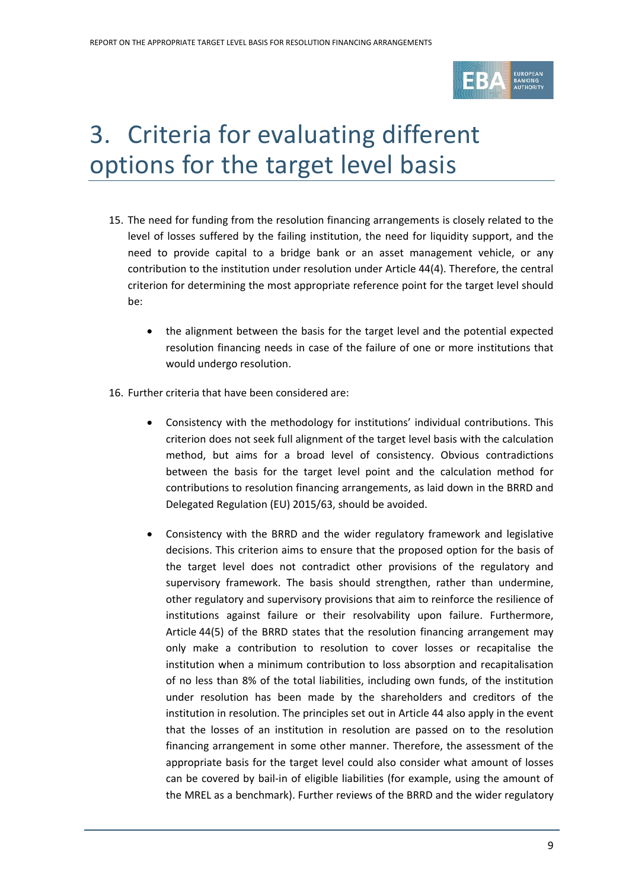# 3. Criteria for evaluating different options for the target level basis

15. The need for funding from the resolution financing arrangements is closely related to the level of losses suffered by the failing institution, the need for liquidity support, and the need to provide capital to a bridge bank or an asset management vehicle, or any contribution to the institution under resolution under Article 44(4). Therefore, the central criterion for determining the most appropriate reference point for the target level should be:

    - the alignment between the basis for the target level and the potential expected resolution financing needs in case of the failure of one or more institutions that would undergo resolution.

16. Further criteria that have been considered are:

    - Consistency with the methodology for institutions' individual contributions. This criterion does not seek full alignment of the target level basis with the calculation method, but aims for a broad level of consistency. Obvious contradictions between the basis for the target level point and the calculation method for contributions to resolution financing arrangements, as laid down in the BRRD and Delegated Regulation (EU) 2015/63, should be avoided.

    - Consistency with the BRRD and the wider regulatory framework and legislative decisions. This criterion aims to ensure that the proposed option for the basis of the target level does not contradict other provisions of the regulatory and supervisory framework. The basis should strengthen, rather than undermine, other regulatory and supervisory provisions that aim to reinforce the resilience of institutions against failure or their resolvability upon failure. Furthermore, Article 44(5) of the BRRD states that the resolution financing arrangement may only make a contribution to resolution to cover losses or recapitalise the institution when a minimum contribution to loss absorption and recapitalisation of no less than 8% of the total liabilities, including own funds, of the institution under resolution has been made by the shareholders and creditors of the institution in resolution. The principles set out in Article 44 also apply in the event that the losses of an institution in resolution are passed on to the resolution financing arrangement in some other manner. Therefore, the assessment of the appropriate basis for the target level could also consider what amount of losses can be covered by bail-in of eligible liabilities (for example, using the amount of the MREL as a benchmark). Further reviews of the BRRD and the wider regulatory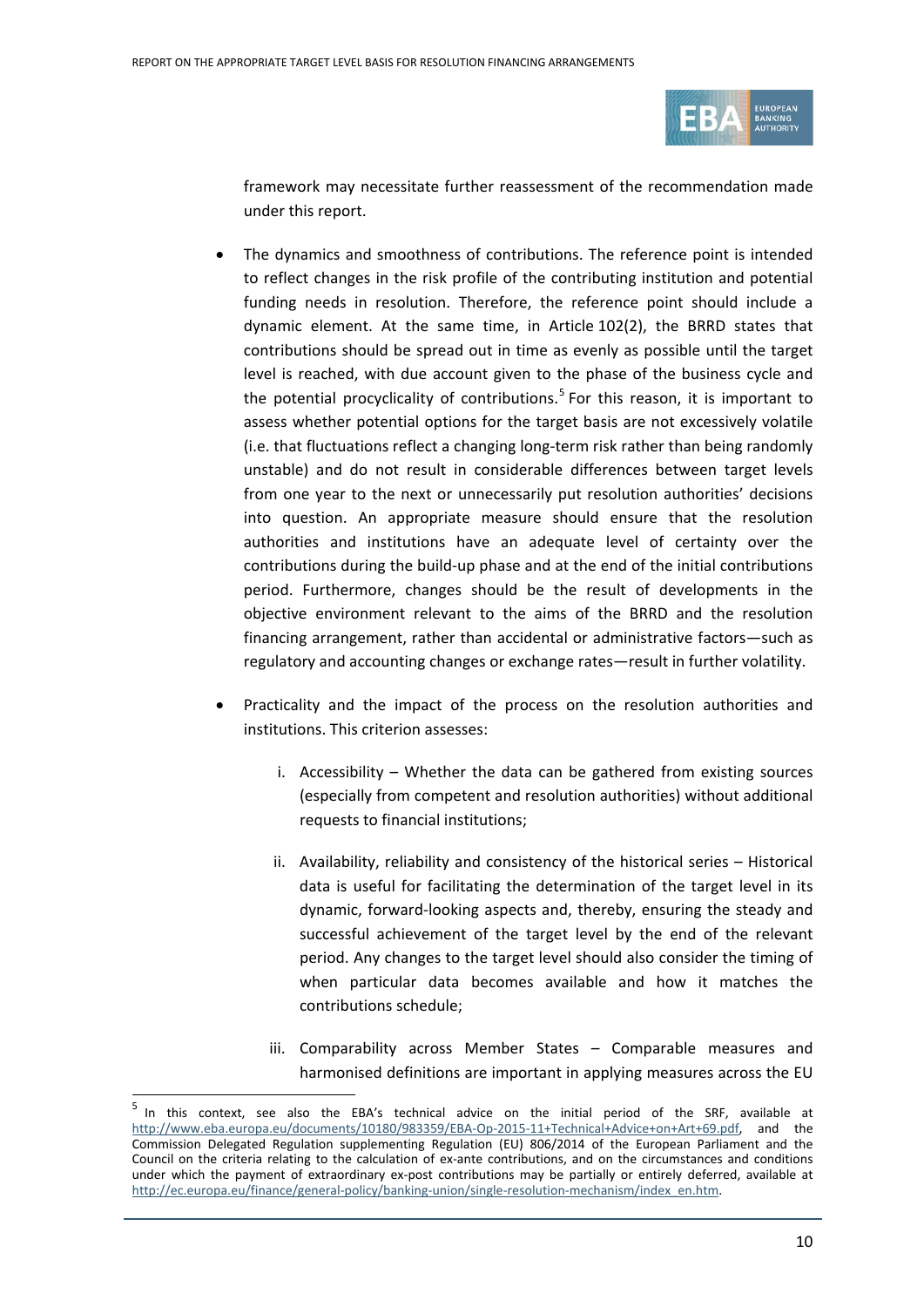framework may necessitate further reassessment of the recommendation made under this report.

- The dynamics and smoothness of contributions. The reference point is intended to reflect changes in the risk profile of the contributing institution and potential funding needs in resolution. Therefore, the reference point should include a dynamic element. At the same time, in Article 102(2), the BRRD states that contributions should be spread out in time as evenly as possible until the target level is reached, with due account given to the phase of the business cycle and the potential procyclicality of contributions.[5] For this reason, it is important to assess whether potential options for the target basis are not excessively volatile (i.e. that fluctuations reflect a changing long-term risk rather than being randomly unstable) and do not result in considerable differences between target levels from one year to the next or unnecessarily put resolution authorities' decisions into question. An appropriate measure should ensure that the resolution authorities and institutions have an adequate level of certainty over the contributions during the build-up phase and at the end of the initial contributions period. Furthermore, changes should be the result of developments in the objective environment relevant to the aims of the BRRD and the resolution financing arrangement, rather than accidental or administrative factors—such as regulatory and accounting changes or exchange rates—result in further volatility.

- Practicality and the impact of the process on the resolution authorities and institutions. This criterion assesses:

    i. Accessibility – Whether the data can be gathered from existing sources (especially from competent and resolution authorities) without additional requests to financial institutions;

    ii. Availability, reliability and consistency of the historical series – Historical data is useful for facilitating the determination of the target level in its dynamic, forward-looking aspects and, thereby, ensuring the steady and successful achievement of the target level by the end of the relevant period. Any changes to the target level should also consider the timing of when particular data becomes available and how it matches the contributions schedule;

    iii. Comparability across Member States – Comparable measures and harmonised definitions are important in applying measures across the EU

---

[5] In this context, see also the EBA's technical advice on the initial period of the SRF, available at http://www.eba.europa.eu/documents/10180/983359/EBA-Op-2015-11+Technical+Advice+on+Art+69.pdf, and the Commission Delegated Regulation supplementing Regulation (EU) 806/2014 of the European Parliament and the Council on the criteria relating to the calculation of ex-ante contributions, and on the circumstances and conditions under which the payment of extraordinary ex-post contributions may be partially or entirely deferred, available at http://ec.europa.eu/finance/general-policy/banking-union/single-resolution-mechanism/index_en.htm.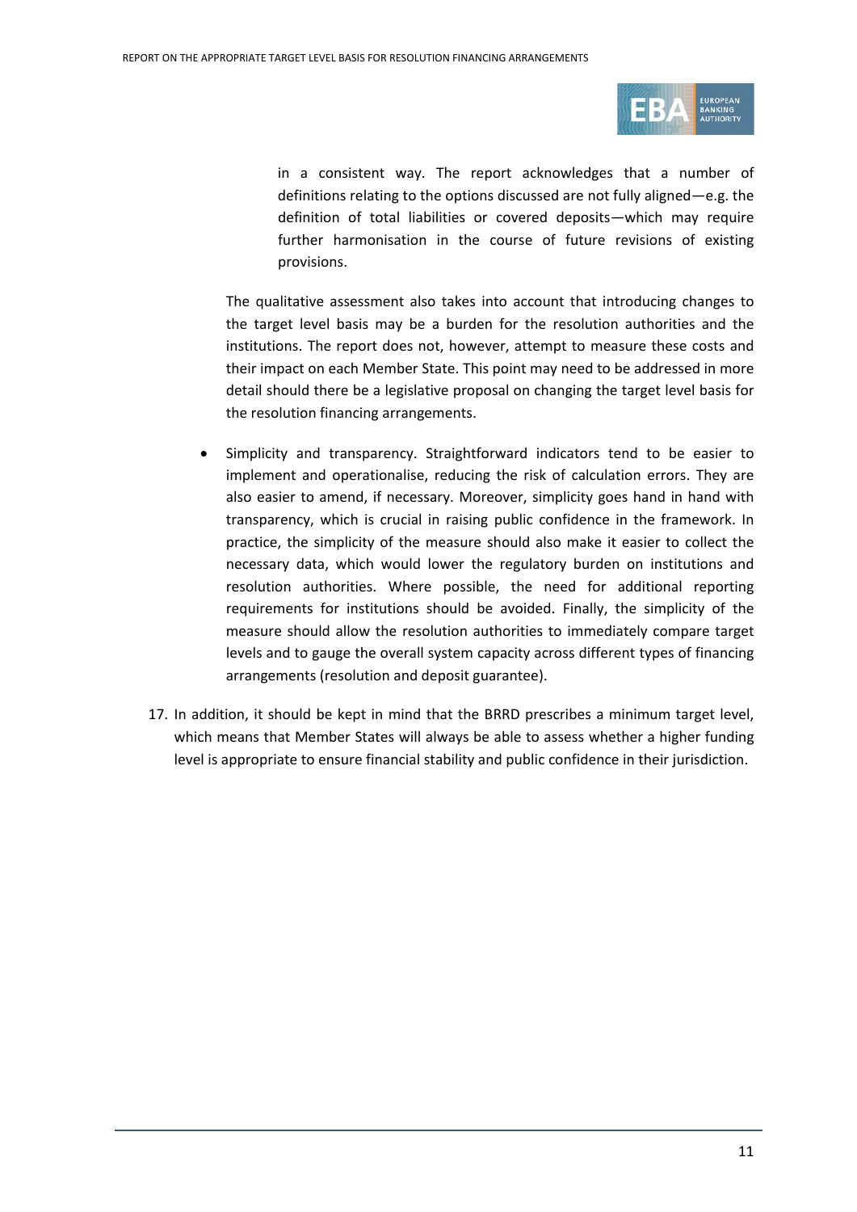in a consistent way. The report acknowledges that a number of definitions relating to the options discussed are not fully aligned—e.g. the definition of total liabilities or covered deposits—which may require further harmonisation in the course of future revisions of existing provisions.

The qualitative assessment also takes into account that introducing changes to the target level basis may be a burden for the resolution authorities and the institutions. The report does not, however, attempt to measure these costs and their impact on each Member State. This point may need to be addressed in more detail should there be a legislative proposal on changing the target level basis for the resolution financing arrangements.

- Simplicity and transparency. Straightforward indicators tend to be easier to implement and operationalise, reducing the risk of calculation errors. They are also easier to amend, if necessary. Moreover, simplicity goes hand in hand with transparency, which is crucial in raising public confidence in the framework. In practice, the simplicity of the measure should also make it easier to collect the necessary data, which would lower the regulatory burden on institutions and resolution authorities. Where possible, the need for additional reporting requirements for institutions should be avoided. Finally, the simplicity of the measure should allow the resolution authorities to immediately compare target levels and to gauge the overall system capacity across different types of financing arrangements (resolution and deposit guarantee).

17. In addition, it should be kept in mind that the BRRD prescribes a minimum target level, which means that Member States will always be able to assess whether a higher funding level is appropriate to ensure financial stability and public confidence in their jurisdiction.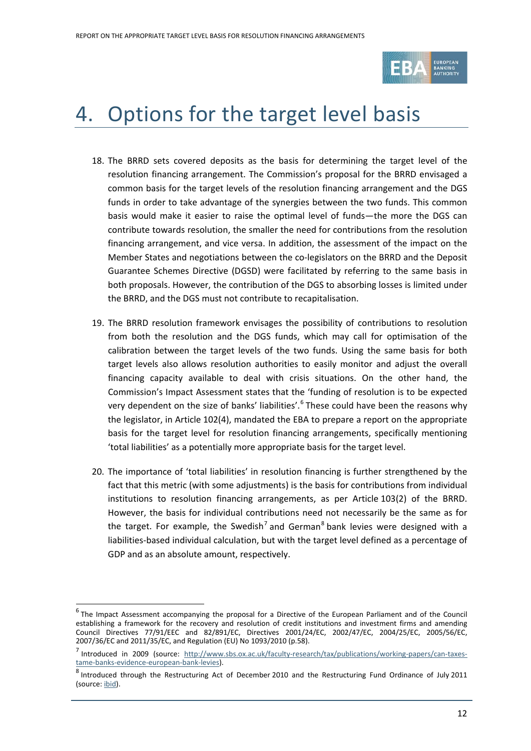# 4. Options for the target level basis

18. The BRRD sets covered deposits as the basis for determining the target level of the resolution financing arrangement. The Commission's proposal for the BRRD envisaged a common basis for the target levels of the resolution financing arrangement and the DGS funds in order to take advantage of the synergies between the two funds. This common basis would make it easier to raise the optimal level of funds—the more the DGS can contribute towards resolution, the smaller the need for contributions from the resolution financing arrangement, and vice versa. In addition, the assessment of the impact on the Member States and negotiations between the co-legislators on the BRRD and the Deposit Guarantee Schemes Directive (DGSD) were facilitated by referring to the same basis in both proposals. However, the contribution of the DGS to absorbing losses is limited under the BRRD, and the DGS must not contribute to recapitalisation.

19. The BRRD resolution framework envisages the possibility of contributions to resolution from both the resolution and the DGS funds, which may call for optimisation of the calibration between the target levels of the two funds. Using the same basis for both target levels also allows resolution authorities to easily monitor and adjust the overall financing capacity available to deal with crisis situations. On the other hand, the Commission's Impact Assessment states that the 'funding of resolution is to be expected very dependent on the size of banks' liabilities'.[6] These could have been the reasons why the legislator, in Article 102(4), mandated the EBA to prepare a report on the appropriate basis for the target level for resolution financing arrangements, specifically mentioning 'total liabilities' as a potentially more appropriate basis for the target level.

20. The importance of 'total liabilities' in resolution financing is further strengthened by the fact that this metric (with some adjustments) is the basis for contributions from individual institutions to resolution financing arrangements, as per Article 103(2) of the BRRD. However, the basis for individual contributions need not necessarily be the same as for the target. For example, the Swedish[7] and German[8] bank levies were designed with a liabilities-based individual calculation, but with the target level defined as a percentage of GDP and as an absolute amount, respectively.

---

[6] The Impact Assessment accompanying the proposal for a Directive of the European Parliament and of the Council establishing a framework for the recovery and resolution of credit institutions and investment firms and amending Council Directives 77/91/EEC and 82/891/EC, Directives 2001/24/EC, 2002/47/EC, 2004/25/EC, 2005/56/EC, 2007/36/EC and 2011/35/EC, and Regulation (EU) No 1093/2010 (p.58).

[7] Introduced in 2009 (source: http://www.sbs.ox.ac.uk/faculty-research/tax/publications/working-papers/can-taxes-tame-banks-evidence-european-bank-levies).

[8] Introduced through the Restructuring Act of December 2010 and the Restructuring Fund Ordinance of July 2011 (source: ibid).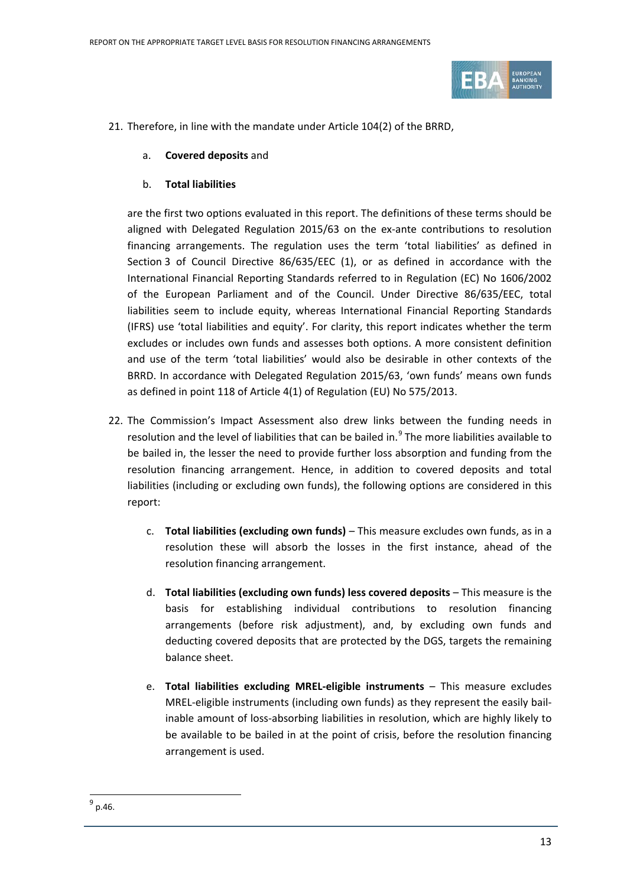21. Therefore, in line with the mandate under Article 104(2) of the BRRD,

    a. **Covered deposits** and

    b. **Total liabilities**

    are the first two options evaluated in this report. The definitions of these terms should be aligned with Delegated Regulation 2015/63 on the ex-ante contributions to resolution financing arrangements. The regulation uses the term 'total liabilities' as defined in Section 3 of Council Directive 86/635/EEC (1), or as defined in accordance with the International Financial Reporting Standards referred to in Regulation (EC) No 1606/2002 of the European Parliament and of the Council. Under Directive 86/635/EEC, total liabilities seem to include equity, whereas International Financial Reporting Standards (IFRS) use 'total liabilities and equity'. For clarity, this report indicates whether the term excludes or includes own funds and assesses both options. A more consistent definition and use of the term 'total liabilities' would also be desirable in other contexts of the BRRD. In accordance with Delegated Regulation 2015/63, 'own funds' means own funds as defined in point 118 of Article 4(1) of Regulation (EU) No 575/2013.

22. The Commission's Impact Assessment also drew links between the funding needs in resolution and the level of liabilities that can be bailed in.[9] The more liabilities available to be bailed in, the lesser the need to provide further loss absorption and funding from the resolution financing arrangement. Hence, in addition to covered deposits and total liabilities (including or excluding own funds), the following options are considered in this report:

    c. **Total liabilities (excluding own funds)** – This measure excludes own funds, as in a resolution these will absorb the losses in the first instance, ahead of the resolution financing arrangement.

    d. **Total liabilities (excluding own funds) less covered deposits** – This measure is the basis for establishing individual contributions to resolution financing arrangements (before risk adjustment), and, by excluding own funds and deducting covered deposits that are protected by the DGS, targets the remaining balance sheet.

    e. **Total liabilities excluding MREL-eligible instruments** – This measure excludes MREL-eligible instruments (including own funds) as they represent the easily bail-inable amount of loss-absorbing liabilities in resolution, which are highly likely to be available to be bailed in at the point of crisis, before the resolution financing arrangement is used.

[9] p.46.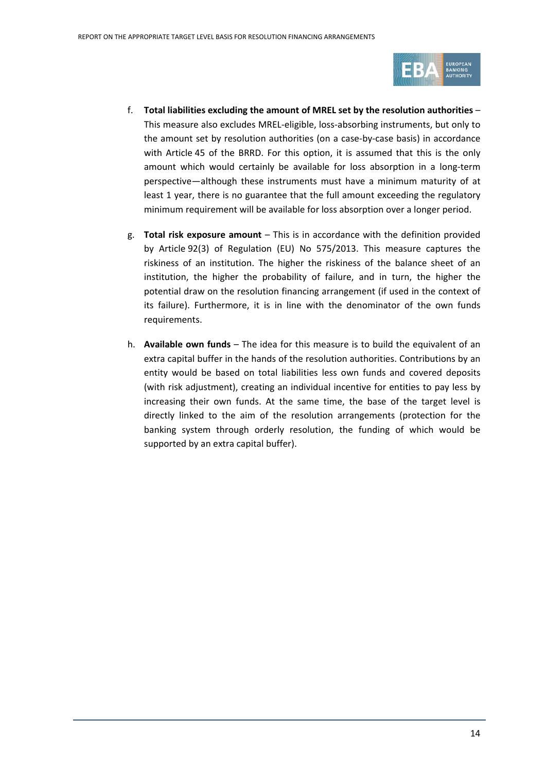f. **Total liabilities excluding the amount of MREL set by the resolution authorities** – This measure also excludes MREL-eligible, loss-absorbing instruments, but only to the amount set by resolution authorities (on a case-by-case basis) in accordance with Article 45 of the BRRD. For this option, it is assumed that this is the only amount which would certainly be available for loss absorption in a long-term perspective—although these instruments must have a minimum maturity of at least 1 year, there is no guarantee that the full amount exceeding the regulatory minimum requirement will be available for loss absorption over a longer period.

g. **Total risk exposure amount** – This is in accordance with the definition provided by Article 92(3) of Regulation (EU) No 575/2013. This measure captures the riskiness of an institution. The higher the riskiness of the balance sheet of an institution, the higher the probability of failure, and in turn, the higher the potential draw on the resolution financing arrangement (if used in the context of its failure). Furthermore, it is in line with the denominator of the own funds requirements.

h. **Available own funds** – The idea for this measure is to build the equivalent of an extra capital buffer in the hands of the resolution authorities. Contributions by an entity would be based on total liabilities less own funds and covered deposits (with risk adjustment), creating an individual incentive for entities to pay less by increasing their own funds. At the same time, the base of the target level is directly linked to the aim of the resolution arrangements (protection for the banking system through orderly resolution, the funding of which would be supported by an extra capital buffer).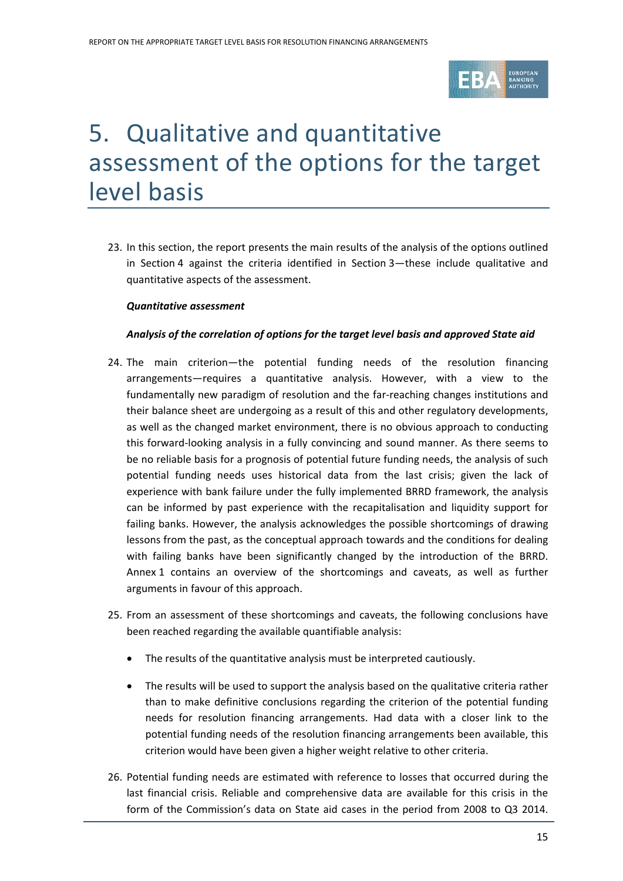# 5. Qualitative and quantitative assessment of the options for the target level basis

23. In this section, the report presents the main results of the analysis of the options outlined in Section 4 against the criteria identified in Section 3—these include qualitative and quantitative aspects of the assessment.

***Quantitative assessment***

***Analysis of the correlation of options for the target level basis and approved State aid***

24. The main criterion—the potential funding needs of the resolution financing arrangements—requires a quantitative analysis. However, with a view to the fundamentally new paradigm of resolution and the far-reaching changes institutions and their balance sheet are undergoing as a result of this and other regulatory developments, as well as the changed market environment, there is no obvious approach to conducting this forward-looking analysis in a fully convincing and sound manner. As there seems to be no reliable basis for a prognosis of potential future funding needs, the analysis of such potential funding needs uses historical data from the last crisis; given the lack of experience with bank failure under the fully implemented BRRD framework, the analysis can be informed by past experience with the recapitalisation and liquidity support for failing banks. However, the analysis acknowledges the possible shortcomings of drawing lessons from the past, as the conceptual approach towards and the conditions for dealing with failing banks have been significantly changed by the introduction of the BRRD. Annex 1 contains an overview of the shortcomings and caveats, as well as further arguments in favour of this approach.

25. From an assessment of these shortcomings and caveats, the following conclusions have been reached regarding the available quantifiable analysis:

    - The results of the quantitative analysis must be interpreted cautiously.
    - The results will be used to support the analysis based on the qualitative criteria rather than to make definitive conclusions regarding the criterion of the potential funding needs for resolution financing arrangements. Had data with a closer link to the potential funding needs of the resolution financing arrangements been available, this criterion would have been given a higher weight relative to other criteria.

26. Potential funding needs are estimated with reference to losses that occurred during the last financial crisis. Reliable and comprehensive data are available for this crisis in the form of the Commission's data on State aid cases in the period from 2008 to Q3 2014.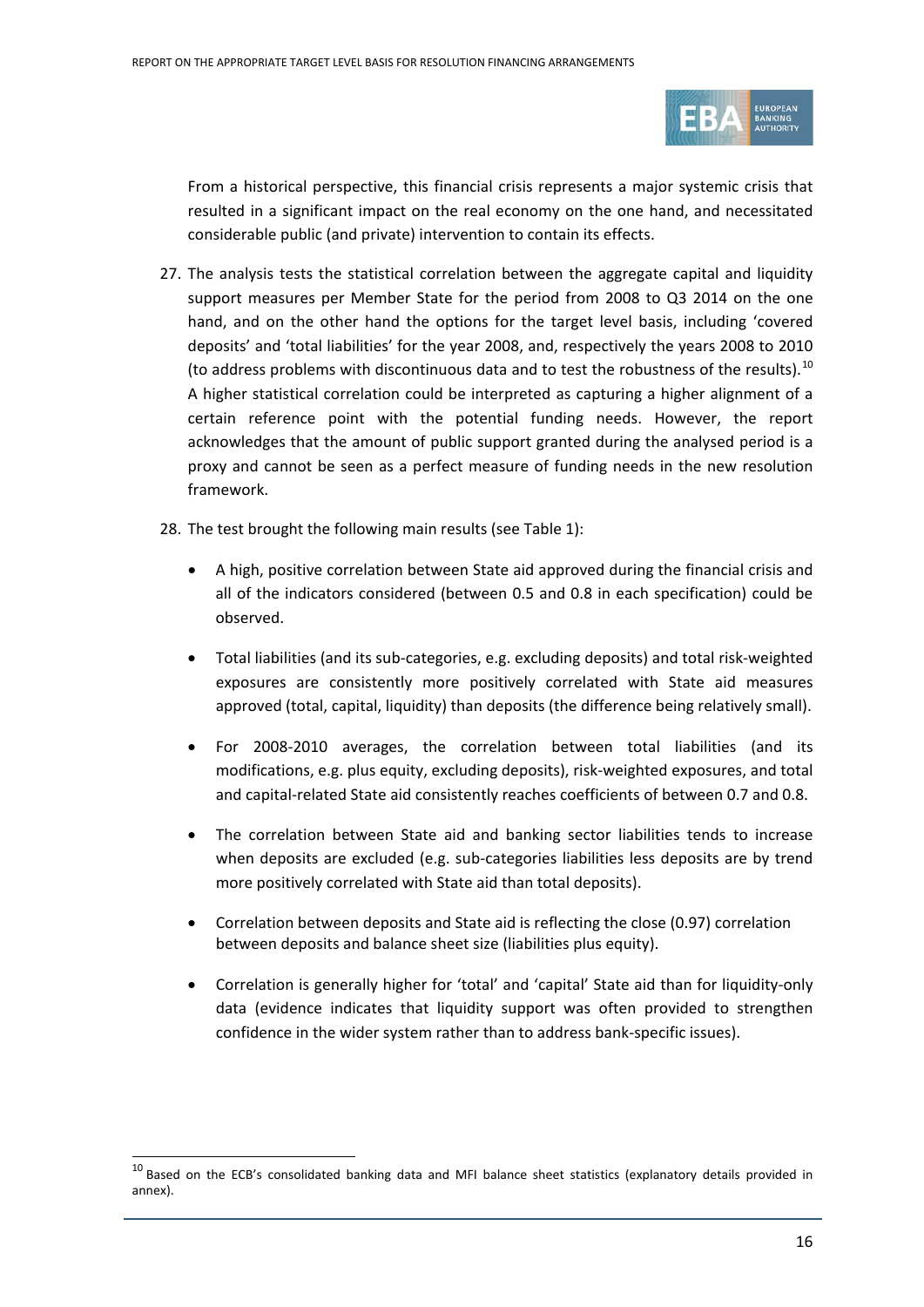From a historical perspective, this financial crisis represents a major systemic crisis that resulted in a significant impact on the real economy on the one hand, and necessitated considerable public (and private) intervention to contain its effects.

27. The analysis tests the statistical correlation between the aggregate capital and liquidity support measures per Member State for the period from 2008 to Q3 2014 on the one hand, and on the other hand the options for the target level basis, including 'covered deposits' and 'total liabilities' for the year 2008, and, respectively the years 2008 to 2010 (to address problems with discontinuous data and to test the robustness of the results).[10] A higher statistical correlation could be interpreted as capturing a higher alignment of a certain reference point with the potential funding needs. However, the report acknowledges that the amount of public support granted during the analysed period is a proxy and cannot be seen as a perfect measure of funding needs in the new resolution framework.

28. The test brought the following main results (see Table 1):

   - A high, positive correlation between State aid approved during the financial crisis and all of the indicators considered (between 0.5 and 0.8 in each specification) could be observed.
   - Total liabilities (and its sub-categories, e.g. excluding deposits) and total risk-weighted exposures are consistently more positively correlated with State aid measures approved (total, capital, liquidity) than deposits (the difference being relatively small).
   - For 2008-2010 averages, the correlation between total liabilities (and its modifications, e.g. plus equity, excluding deposits), risk-weighted exposures, and total and capital-related State aid consistently reaches coefficients of between 0.7 and 0.8.
   - The correlation between State aid and banking sector liabilities tends to increase when deposits are excluded (e.g. sub-categories liabilities less deposits are by trend more positively correlated with State aid than total deposits).
   - Correlation between deposits and State aid is reflecting the close (0.97) correlation between deposits and balance sheet size (liabilities plus equity).
   - Correlation is generally higher for 'total' and 'capital' State aid than for liquidity-only data (evidence indicates that liquidity support was often provided to strengthen confidence in the wider system rather than to address bank-specific issues).

[10] Based on the ECB's consolidated banking data and MFI balance sheet statistics (explanatory details provided in annex).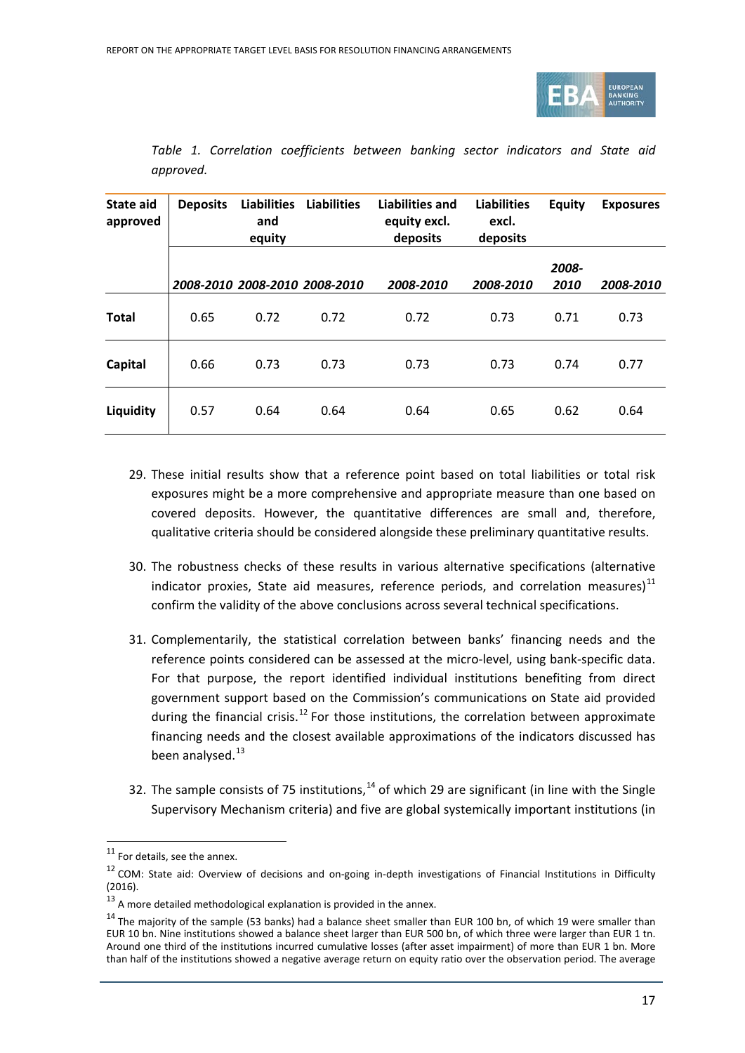*Table 1. Correlation coefficients between banking sector indicators and State aid approved.*

| State aid approved | Deposits | Liabilities and equity | Liabilities | Liabilities and equity excl. deposits | Liabilities excl. deposits | Equity | Exposures |
|---|---|---|---|---|---|---|---|
| | *2008-2010* | *2008-2010* | *2008-2010* | *2008-2010* | *2008-2010* | *2008-2010* | *2008-2010* |
| **Total** | 0.65 | 0.72 | 0.72 | 0.72 | 0.73 | 0.71 | 0.73 |
| **Capital** | 0.66 | 0.73 | 0.73 | 0.73 | 0.73 | 0.74 | 0.77 |
| **Liquidity** | 0.57 | 0.64 | 0.64 | 0.64 | 0.65 | 0.62 | 0.64 |

29. These initial results show that a reference point based on total liabilities or total risk exposures might be a more comprehensive and appropriate measure than one based on covered deposits. However, the quantitative differences are small and, therefore, qualitative criteria should be considered alongside these preliminary quantitative results.

30. The robustness checks of these results in various alternative specifications (alternative indicator proxies, State aid measures, reference periods, and correlation measures)[11] confirm the validity of the above conclusions across several technical specifications.

31. Complementarily, the statistical correlation between banks' financing needs and the reference points considered can be assessed at the micro-level, using bank-specific data. For that purpose, the report identified individual institutions benefiting from direct government support based on the Commission's communications on State aid provided during the financial crisis.[12] For those institutions, the correlation between approximate financing needs and the closest available approximations of the indicators discussed has been analysed.[13]

32. The sample consists of 75 institutions,[14] of which 29 are significant (in line with the Single Supervisory Mechanism criteria) and five are global systemically important institutions (in

[11] For details, see the annex.

[12] COM: State aid: Overview of decisions and on-going in-depth investigations of Financial Institutions in Difficulty (2016).

[13] A more detailed methodological explanation is provided in the annex.

[14] The majority of the sample (53 banks) had a balance sheet smaller than EUR 100 bn, of which 19 were smaller than EUR 10 bn. Nine institutions showed a balance sheet larger than EUR 500 bn, of which three were larger than EUR 1 tn. Around one third of the institutions incurred cumulative losses (after asset impairment) of more than EUR 1 bn. More than half of the institutions showed a negative average return on equity ratio over the observation period. The average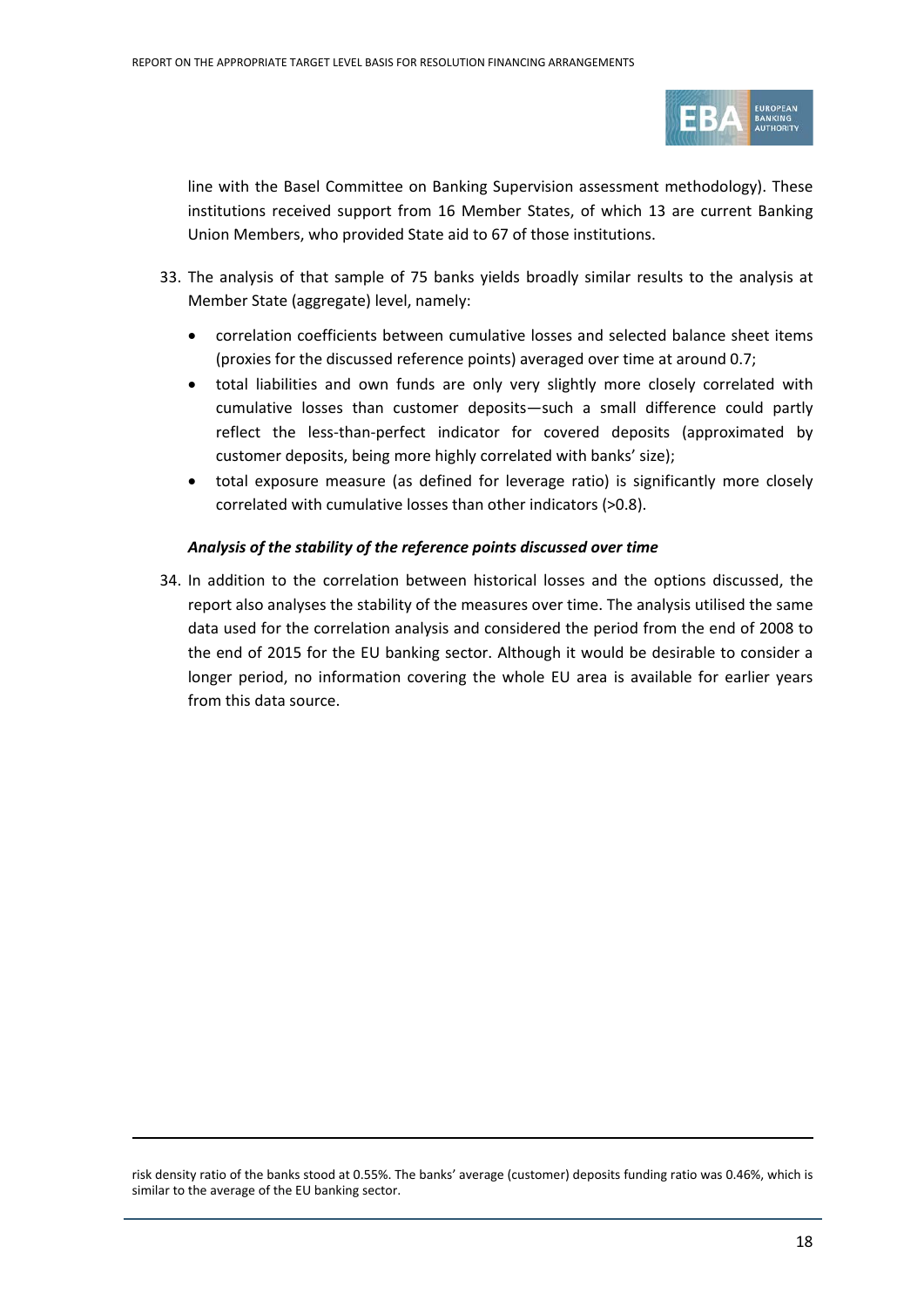line with the Basel Committee on Banking Supervision assessment methodology). These institutions received support from 16 Member States, of which 13 are current Banking Union Members, who provided State aid to 67 of those institutions.

33. The analysis of that sample of 75 banks yields broadly similar results to the analysis at Member State (aggregate) level, namely:

    - correlation coefficients between cumulative losses and selected balance sheet items (proxies for the discussed reference points) averaged over time at around 0.7;
    - total liabilities and own funds are only very slightly more closely correlated with cumulative losses than customer deposits—such a small difference could partly reflect the less-than-perfect indicator for covered deposits (approximated by customer deposits, being more highly correlated with banks' size);
    - total exposure measure (as defined for leverage ratio) is significantly more closely correlated with cumulative losses than other indicators (>0.8).

***Analysis of the stability of the reference points discussed over time***

34. In addition to the correlation between historical losses and the options discussed, the report also analyses the stability of the measures over time. The analysis utilised the same data used for the correlation analysis and considered the period from the end of 2008 to the end of 2015 for the EU banking sector. Although it would be desirable to consider a longer period, no information covering the whole EU area is available for earlier years from this data source.

---

risk density ratio of the banks stood at 0.55%. The banks' average (customer) deposits funding ratio was 0.46%, which is similar to the average of the EU banking sector.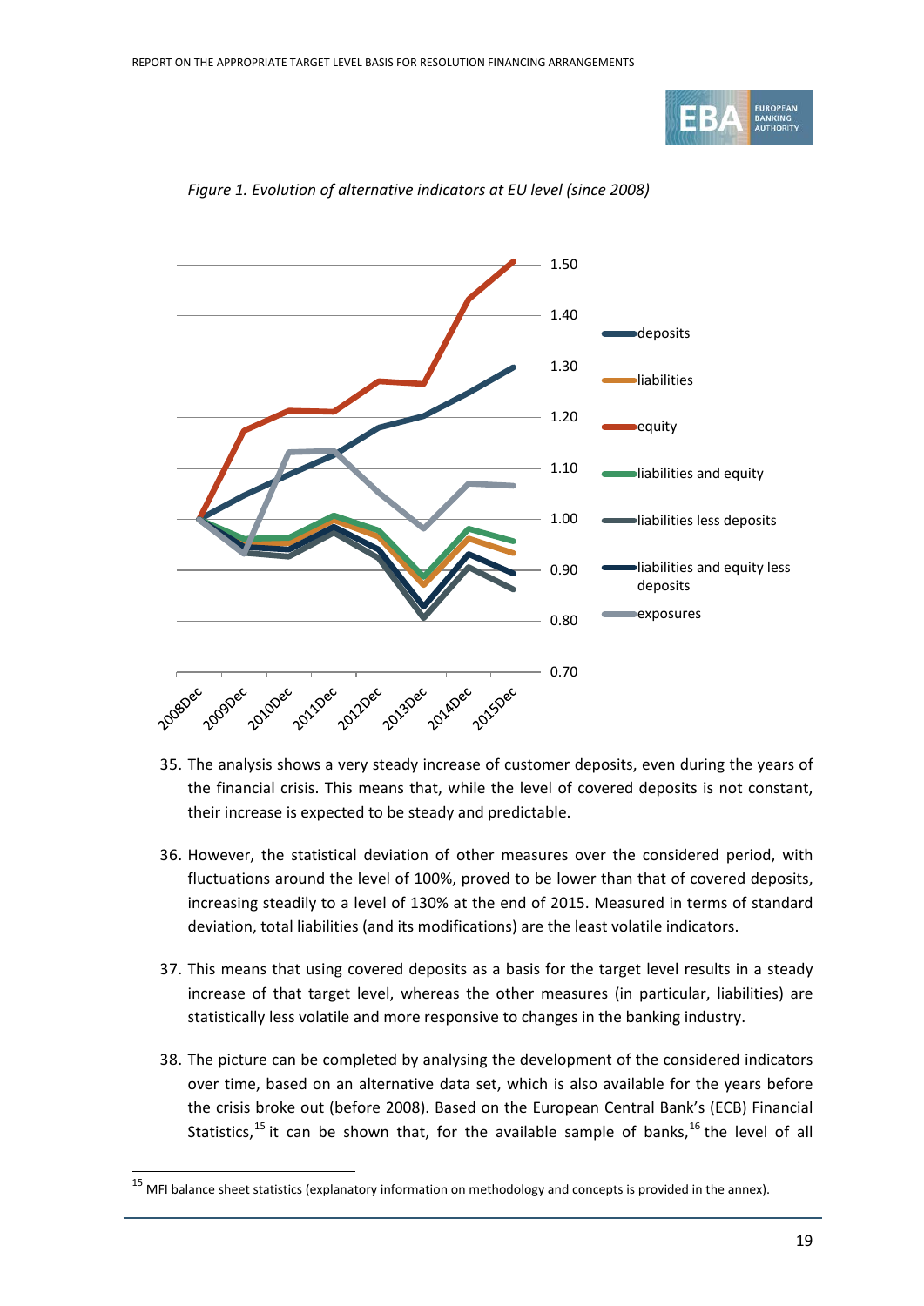*Figure 1. Evolution of alternative indicators at EU level (since 2008)*

35. The analysis shows a very steady increase of customer deposits, even during the years of the financial crisis. This means that, while the level of covered deposits is not constant, their increase is expected to be steady and predictable.

36. However, the statistical deviation of other measures over the considered period, with fluctuations around the level of 100%, proved to be lower than that of covered deposits, increasing steadily to a level of 130% at the end of 2015. Measured in terms of standard deviation, total liabilities (and its modifications) are the least volatile indicators.

37. This means that using covered deposits as a basis for the target level results in a steady increase of that target level, whereas the other measures (in particular, liabilities) are statistically less volatile and more responsive to changes in the banking industry.

38. The picture can be completed by analysing the development of the considered indicators over time, based on an alternative data set, which is also available for the years before the crisis broke out (before 2008). Based on the European Central Bank's (ECB) Financial Statistics,[15] it can be shown that, for the available sample of banks,[16] the level of all

[15] MFI balance sheet statistics (explanatory information on methodology and concepts is provided in the annex).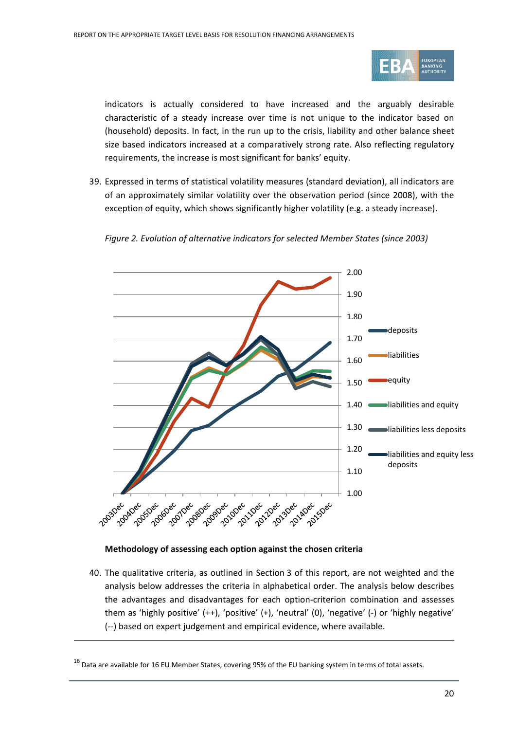indicators is actually considered to have increased and the arguably desirable characteristic of a steady increase over time is not unique to the indicator based on (household) deposits. In fact, in the run up to the crisis, liability and other balance sheet size based indicators increased at a comparatively strong rate. Also reflecting regulatory requirements, the increase is most significant for banks' equity.

39. Expressed in terms of statistical volatility measures (standard deviation), all indicators are of an approximately similar volatility over the observation period (since 2008), with the exception of equity, which shows significantly higher volatility (e.g. a steady increase).

*Figure 2. Evolution of alternative indicators for selected Member States (since 2003)*

**Methodology of assessing each option against the chosen criteria**

40. The qualitative criteria, as outlined in Section 3 of this report, are not weighted and the analysis below addresses the criteria in alphabetical order. The analysis below describes the advantages and disadvantages for each option-criterion combination and assesses them as 'highly positive' (++), 'positive' (+), 'neutral' (0), 'negative' (-) or 'highly negative' (--) based on expert judgement and empirical evidence, where available.

---

[16] Data are available for 16 EU Member States, covering 95% of the EU banking system in terms of total assets.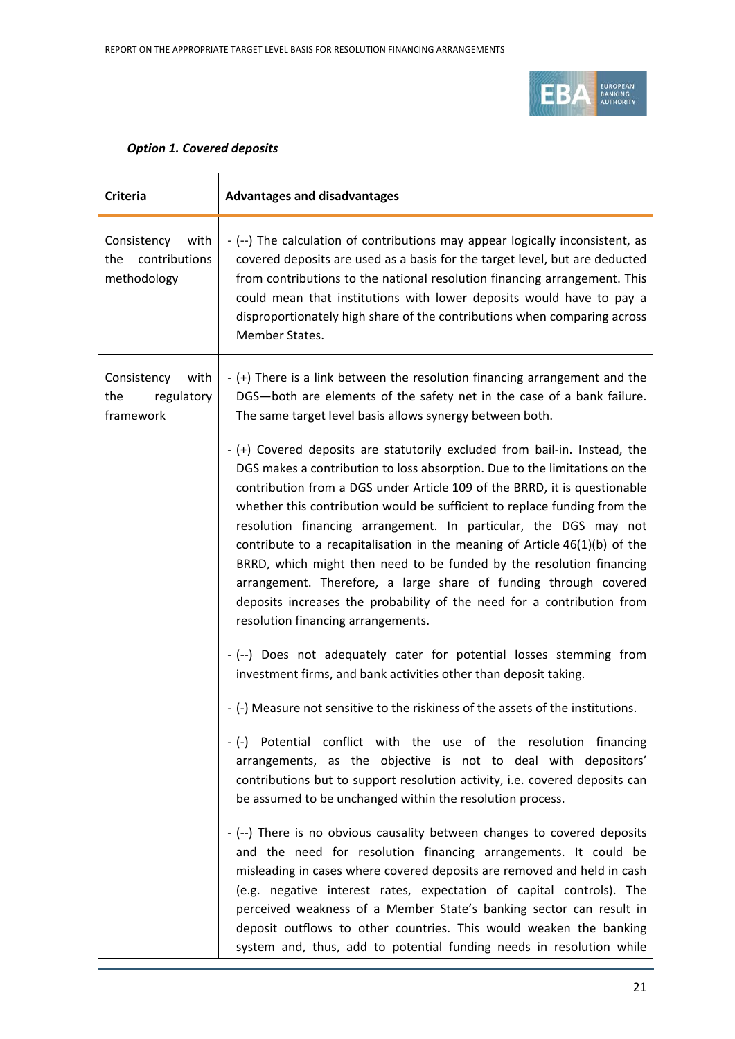*Option 1. Covered deposits*

| Criteria | Advantages and disadvantages |
| --- | --- |
| Consistency with the contributions methodology | - (--) The calculation of contributions may appear logically inconsistent, as covered deposits are used as a basis for the target level, but are deducted from contributions to the national resolution financing arrangement. This could mean that institutions with lower deposits would have to pay a disproportionately high share of the contributions when comparing across Member States. |
| Consistency with the regulatory framework | - (+) There is a link between the resolution financing arrangement and the DGS—both are elements of the safety net in the case of a bank failure. The same target level basis allows synergy between both.<br><br>- (+) Covered deposits are statutorily excluded from bail-in. Instead, the DGS makes a contribution to loss absorption. Due to the limitations on the contribution from a DGS under Article 109 of the BRRD, it is questionable whether this contribution would be sufficient to replace funding from the resolution financing arrangement. In particular, the DGS may not contribute to a recapitalisation in the meaning of Article 46(1)(b) of the BRRD, which might then need to be funded by the resolution financing arrangement. Therefore, a large share of funding through covered deposits increases the probability of the need for a contribution from resolution financing arrangements.<br><br>- (--) Does not adequately cater for potential losses stemming from investment firms, and bank activities other than deposit taking.<br><br>- (-) Measure not sensitive to the riskiness of the assets of the institutions.<br><br>- (-) Potential conflict with the use of the resolution financing arrangements, as the objective is not to deal with depositors' contributions but to support resolution activity, i.e. covered deposits can be assumed to be unchanged within the resolution process.<br><br>- (--) There is no obvious causality between changes to covered deposits and the need for resolution financing arrangements. It could be misleading in cases where covered deposits are removed and held in cash (e.g. negative interest rates, expectation of capital controls). The perceived weakness of a Member State's banking sector can result in deposit outflows to other countries. This would weaken the banking system and, thus, add to potential funding needs in resolution while |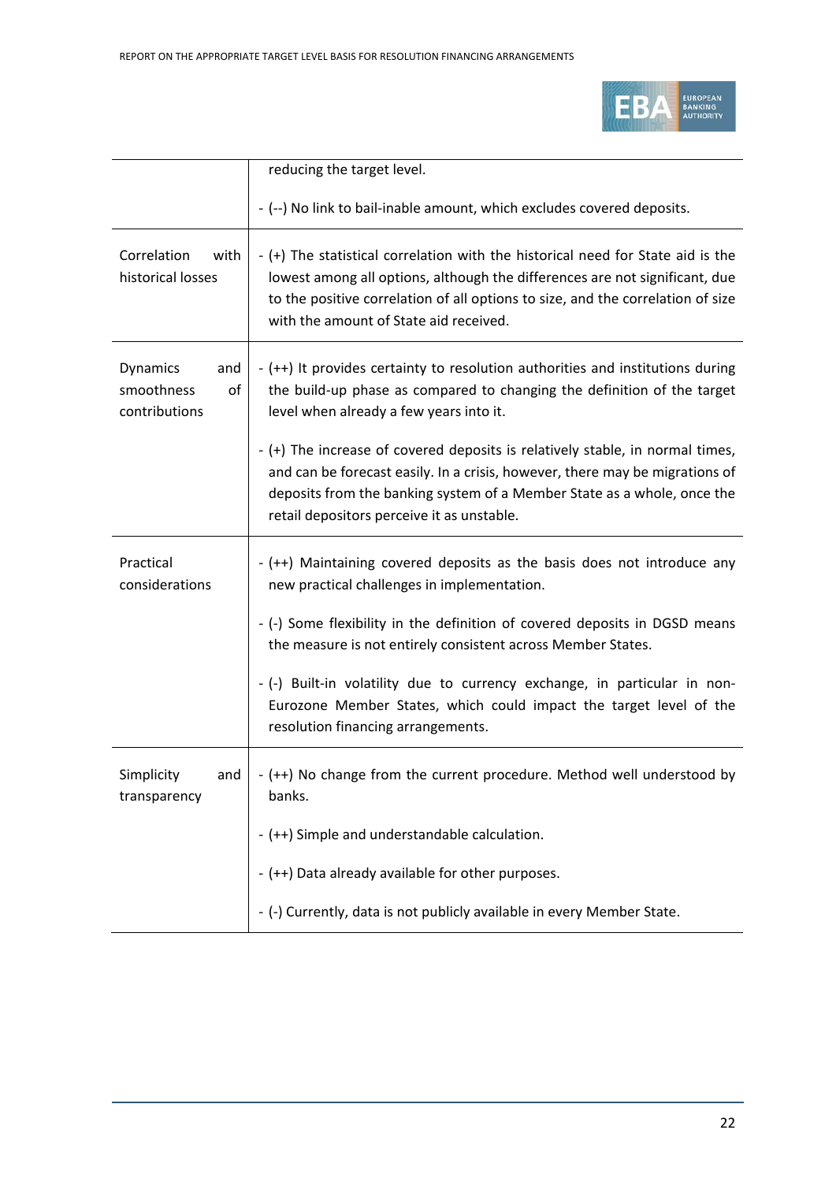| | |
|---|---|
| | reducing the target level.<br><br>- (--) No link to bail-inable amount, which excludes covered deposits. |
| Correlation with historical losses | - (+) The statistical correlation with the historical need for State aid is the lowest among all options, although the differences are not significant, due to the positive correlation of all options to size, and the correlation of size with the amount of State aid received. |
| Dynamics and smoothness of contributions | - (++) It provides certainty to resolution authorities and institutions during the build-up phase as compared to changing the definition of the target level when already a few years into it.<br><br>- (+) The increase of covered deposits is relatively stable, in normal times, and can be forecast easily. In a crisis, however, there may be migrations of deposits from the banking system of a Member State as a whole, once the retail depositors perceive it as unstable. |
| Practical considerations | - (++) Maintaining covered deposits as the basis does not introduce any new practical challenges in implementation.<br><br>- (-) Some flexibility in the definition of covered deposits in DGSD means the measure is not entirely consistent across Member States.<br><br>- (-) Built-in volatility due to currency exchange, in particular in non-Eurozone Member States, which could impact the target level of the resolution financing arrangements. |
| Simplicity and transparency | - (++) No change from the current procedure. Method well understood by banks.<br><br>- (++) Simple and understandable calculation.<br><br>- (++) Data already available for other purposes.<br><br>- (-) Currently, data is not publicly available in every Member State. |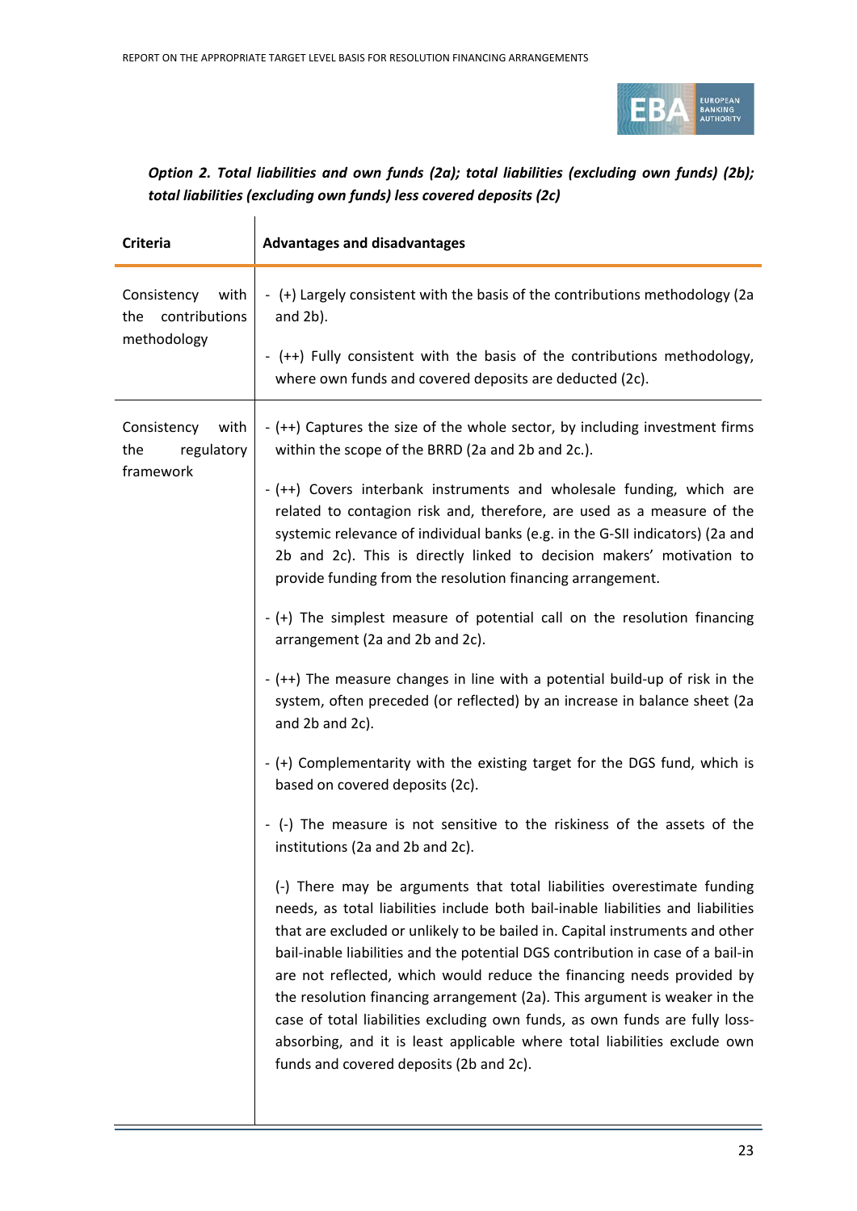*Option 2. Total liabilities and own funds (2a); total liabilities (excluding own funds) (2b); total liabilities (excluding own funds) less covered deposits (2c)*

| Criteria | Advantages and disadvantages |
|---|---|
| Consistency with the contributions methodology | - (+) Largely consistent with the basis of the contributions methodology (2a and 2b).<br><br>- (++) Fully consistent with the basis of the contributions methodology, where own funds and covered deposits are deducted (2c). |
| Consistency with the regulatory framework | - (++) Captures the size of the whole sector, by including investment firms within the scope of the BRRD (2a and 2b and 2c.).<br><br>- (++) Covers interbank instruments and wholesale funding, which are related to contagion risk and, therefore, are used as a measure of the systemic relevance of individual banks (e.g. in the G-SII indicators) (2a and 2b and 2c). This is directly linked to decision makers' motivation to provide funding from the resolution financing arrangement.<br><br>- (+) The simplest measure of potential call on the resolution financing arrangement (2a and 2b and 2c).<br><br>- (++) The measure changes in line with a potential build-up of risk in the system, often preceded (or reflected) by an increase in balance sheet (2a and 2b and 2c).<br><br>- (+) Complementarity with the existing target for the DGS fund, which is based on covered deposits (2c).<br><br>- (-) The measure is not sensitive to the riskiness of the assets of the institutions (2a and 2b and 2c).<br><br>(-) There may be arguments that total liabilities overestimate funding needs, as total liabilities include both bail-inable liabilities and liabilities that are excluded or unlikely to be bailed in. Capital instruments and other bail-inable liabilities and the potential DGS contribution in case of a bail-in are not reflected, which would reduce the financing needs provided by the resolution financing arrangement (2a). This argument is weaker in the case of total liabilities excluding own funds, as own funds are fully loss-absorbing, and it is least applicable where total liabilities exclude own funds and covered deposits (2b and 2c). |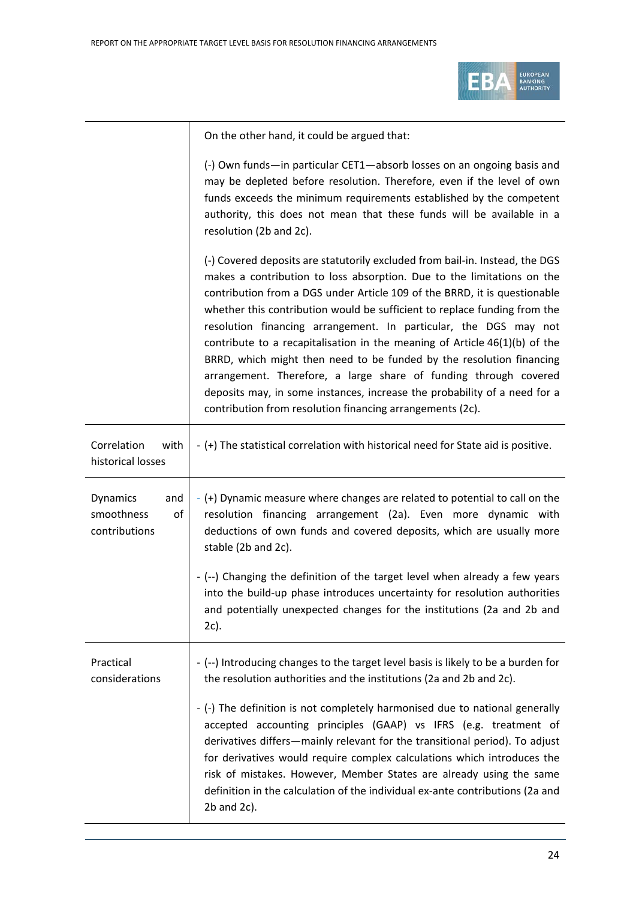| | |
|---|---|
| | On the other hand, it could be argued that:<br><br>(-) Own funds—in particular CET1—absorb losses on an ongoing basis and may be depleted before resolution. Therefore, even if the level of own funds exceeds the minimum requirements established by the competent authority, this does not mean that these funds will be available in a resolution (2b and 2c).<br><br>(-) Covered deposits are statutorily excluded from bail-in. Instead, the DGS makes a contribution to loss absorption. Due to the limitations on the contribution from a DGS under Article 109 of the BRRD, it is questionable whether this contribution would be sufficient to replace funding from the resolution financing arrangement. In particular, the DGS may not contribute to a recapitalisation in the meaning of Article 46(1)(b) of the BRRD, which might then need to be funded by the resolution financing arrangement. Therefore, a large share of funding through covered deposits may, in some instances, increase the probability of a need for a contribution from resolution financing arrangements (2c). |
| Correlation with historical losses | - (+) The statistical correlation with historical need for State aid is positive. |
| Dynamics and smoothness of contributions | - (+) Dynamic measure where changes are related to potential to call on the resolution financing arrangement (2a). Even more dynamic with deductions of own funds and covered deposits, which are usually more stable (2b and 2c).<br><br>- (--) Changing the definition of the target level when already a few years into the build-up phase introduces uncertainty for resolution authorities and potentially unexpected changes for the institutions (2a and 2b and 2c). |
| Practical considerations | - (--) Introducing changes to the target level basis is likely to be a burden for the resolution authorities and the institutions (2a and 2b and 2c).<br><br>- (-) The definition is not completely harmonised due to national generally accepted accounting principles (GAAP) vs IFRS (e.g. treatment of derivatives differs—mainly relevant for the transitional period). To adjust for derivatives would require complex calculations which introduces the risk of mistakes. However, Member States are already using the same definition in the calculation of the individual ex-ante contributions (2a and 2b and 2c). |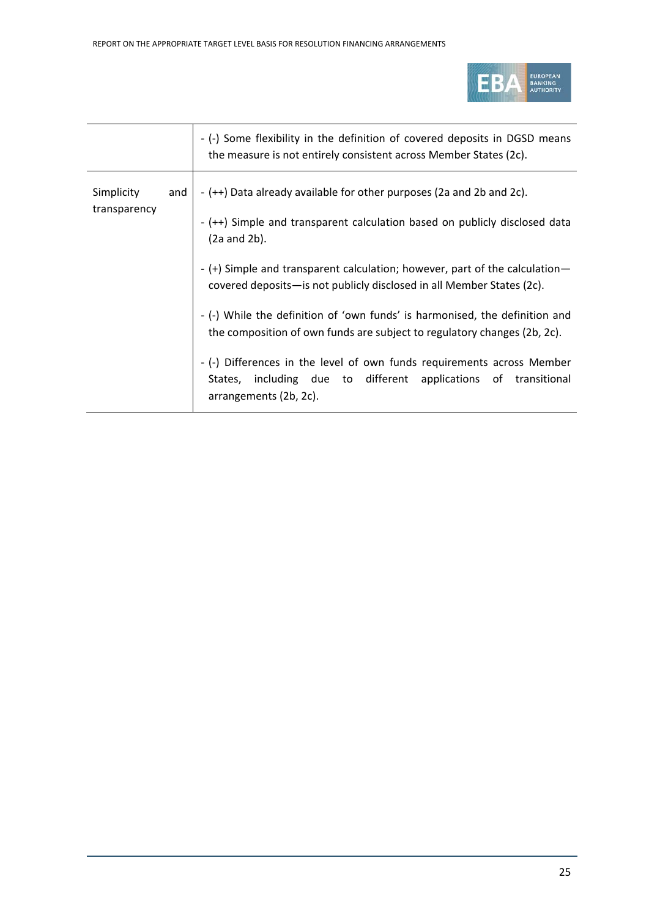| | |
|---|---|
| | - (-) Some flexibility in the definition of covered deposits in DGSD means the measure is not entirely consistent across Member States (2c). |
| Simplicity and transparency | - (++) Data already available for other purposes (2a and 2b and 2c).<br><br>- (++) Simple and transparent calculation based on publicly disclosed data (2a and 2b).<br><br>- (+) Simple and transparent calculation; however, part of the calculation—covered deposits—is not publicly disclosed in all Member States (2c).<br><br>- (-) While the definition of 'own funds' is harmonised, the definition and the composition of own funds are subject to regulatory changes (2b, 2c).<br><br>- (-) Differences in the level of own funds requirements across Member States, including due to different applications of transitional arrangements (2b, 2c). |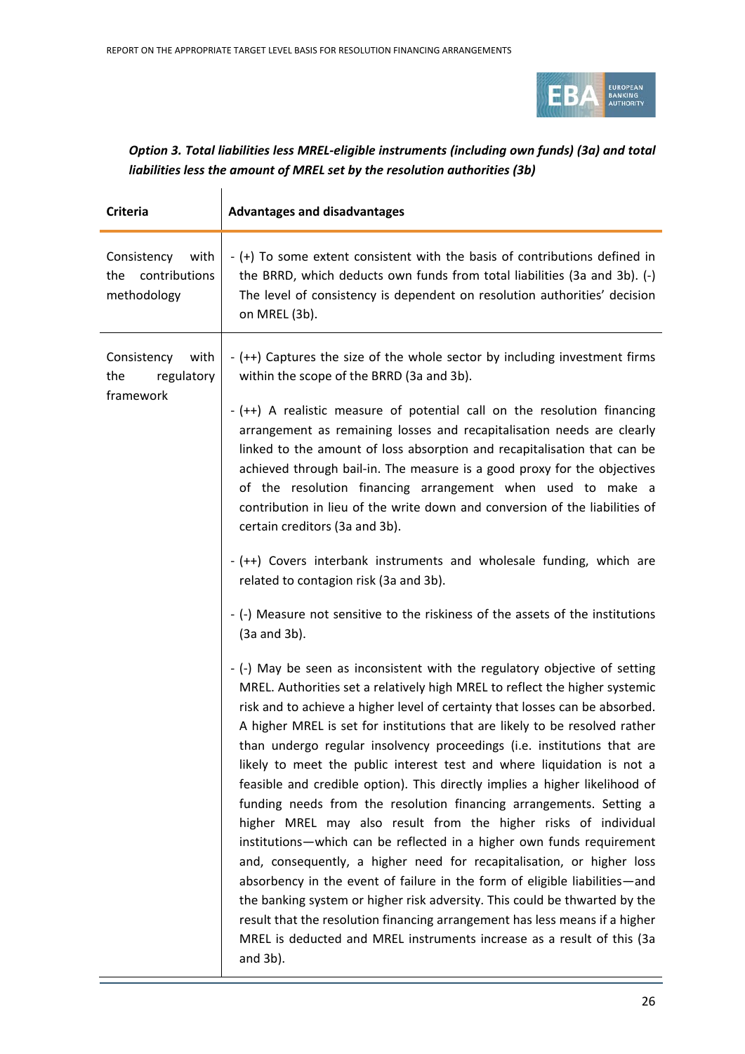***Option 3. Total liabilities less MREL-eligible instruments (including own funds) (3a) and total liabilities less the amount of MREL set by the resolution authorities (3b)***

| Criteria | Advantages and disadvantages |
|---|---|
| Consistency with the contributions methodology | - (+) To some extent consistent with the basis of contributions defined in the BRRD, which deducts own funds from total liabilities (3a and 3b). (-) The level of consistency is dependent on resolution authorities' decision on MREL (3b). |
| Consistency with the regulatory framework | - (++) Captures the size of the whole sector by including investment firms within the scope of the BRRD (3a and 3b).<br><br>- (++) A realistic measure of potential call on the resolution financing arrangement as remaining losses and recapitalisation needs are clearly linked to the amount of loss absorption and recapitalisation that can be achieved through bail-in. The measure is a good proxy for the objectives of the resolution financing arrangement when used to make a contribution in lieu of the write down and conversion of the liabilities of certain creditors (3a and 3b).<br><br>- (++) Covers interbank instruments and wholesale funding, which are related to contagion risk (3a and 3b).<br><br>- (-) Measure not sensitive to the riskiness of the assets of the institutions (3a and 3b).<br><br>- (-) May be seen as inconsistent with the regulatory objective of setting MREL. Authorities set a relatively high MREL to reflect the higher systemic risk and to achieve a higher level of certainty that losses can be absorbed. A higher MREL is set for institutions that are likely to be resolved rather than undergo regular insolvency proceedings (i.e. institutions that are likely to meet the public interest test and where liquidation is not a feasible and credible option). This directly implies a higher likelihood of funding needs from the resolution financing arrangements. Setting a higher MREL may also result from the higher risks of individual institutions—which can be reflected in a higher own funds requirement and, consequently, a higher need for recapitalisation, or higher loss absorbency in the event of failure in the form of eligible liabilities—and the banking system or higher risk adversity. This could be thwarted by the result that the resolution financing arrangement has less means if a higher MREL is deducted and MREL instruments increase as a result of this (3a and 3b). |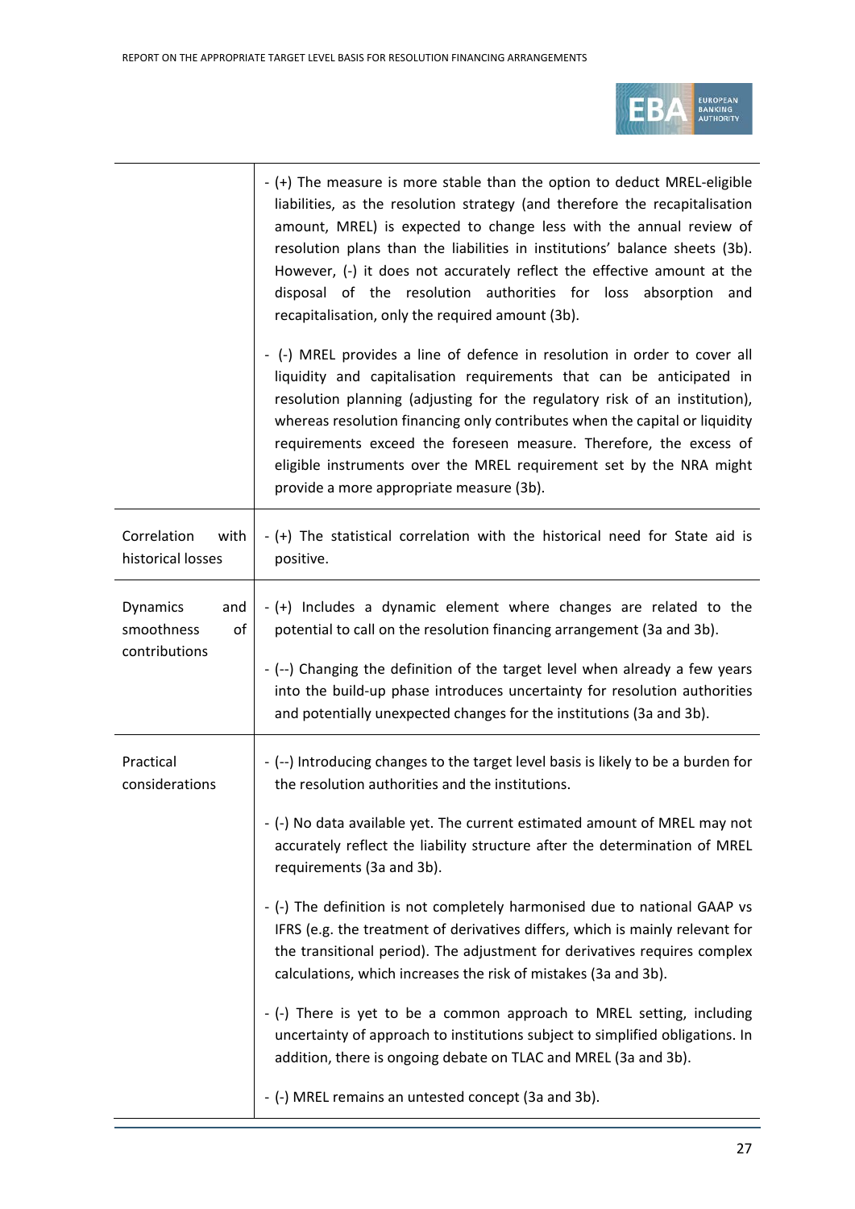| | |
|---|---|
| | - (+) The measure is more stable than the option to deduct MREL-eligible liabilities, as the resolution strategy (and therefore the recapitalisation amount, MREL) is expected to change less with the annual review of resolution plans than the liabilities in institutions' balance sheets (3b). However, (-) it does not accurately reflect the effective amount at the disposal of the resolution authorities for loss absorption and recapitalisation, only the required amount (3b).<br><br>- (-) MREL provides a line of defence in resolution in order to cover all liquidity and capitalisation requirements that can be anticipated in resolution planning (adjusting for the regulatory risk of an institution), whereas resolution financing only contributes when the capital or liquidity requirements exceed the foreseen measure. Therefore, the excess of eligible instruments over the MREL requirement set by the NRA might provide a more appropriate measure (3b). |
| Correlation with historical losses | - (+) The statistical correlation with the historical need for State aid is positive. |
| Dynamics and smoothness of contributions | - (+) Includes a dynamic element where changes are related to the potential to call on the resolution financing arrangement (3a and 3b).<br><br>- (--) Changing the definition of the target level when already a few years into the build-up phase introduces uncertainty for resolution authorities and potentially unexpected changes for the institutions (3a and 3b). |
| Practical considerations | - (--) Introducing changes to the target level basis is likely to be a burden for the resolution authorities and the institutions.<br><br>- (-) No data available yet. The current estimated amount of MREL may not accurately reflect the liability structure after the determination of MREL requirements (3a and 3b).<br><br>- (-) The definition is not completely harmonised due to national GAAP vs IFRS (e.g. the treatment of derivatives differs, which is mainly relevant for the transitional period). The adjustment for derivatives requires complex calculations, which increases the risk of mistakes (3a and 3b).<br><br>- (-) There is yet to be a common approach to MREL setting, including uncertainty of approach to institutions subject to simplified obligations. In addition, there is ongoing debate on TLAC and MREL (3a and 3b).<br><br>- (-) MREL remains an untested concept (3a and 3b). |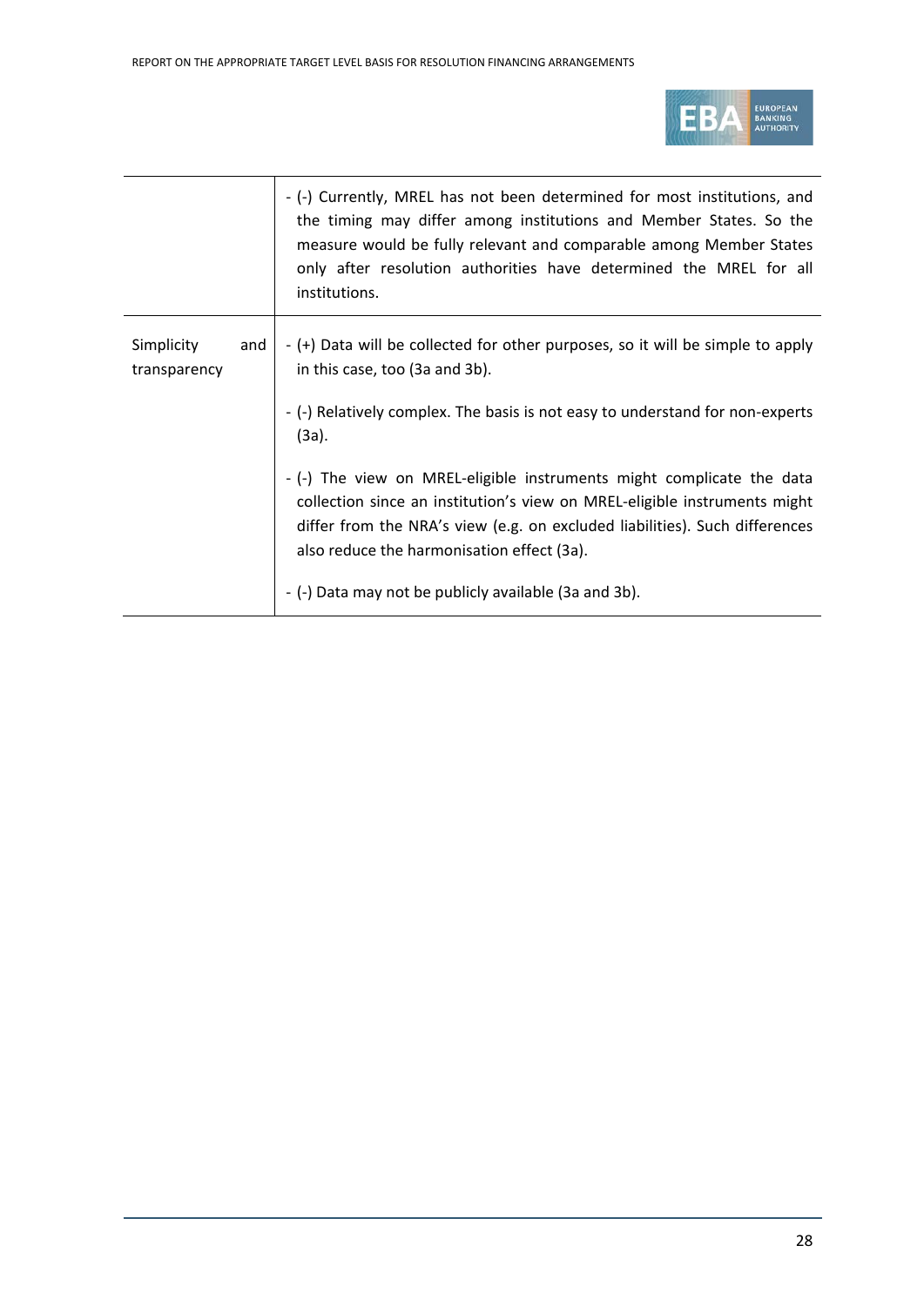| | |
|---|---|
| | - (-) Currently, MREL has not been determined for most institutions, and the timing may differ among institutions and Member States. So the measure would be fully relevant and comparable among Member States only after resolution authorities have determined the MREL for all institutions. |
| Simplicity and transparency | - (+) Data will be collected for other purposes, so it will be simple to apply in this case, too (3a and 3b).<br><br>- (-) Relatively complex. The basis is not easy to understand for non-experts (3a).<br><br>- (-) The view on MREL-eligible instruments might complicate the data collection since an institution's view on MREL-eligible instruments might differ from the NRA's view (e.g. on excluded liabilities). Such differences also reduce the harmonisation effect (3a).<br><br>- (-) Data may not be publicly available (3a and 3b). |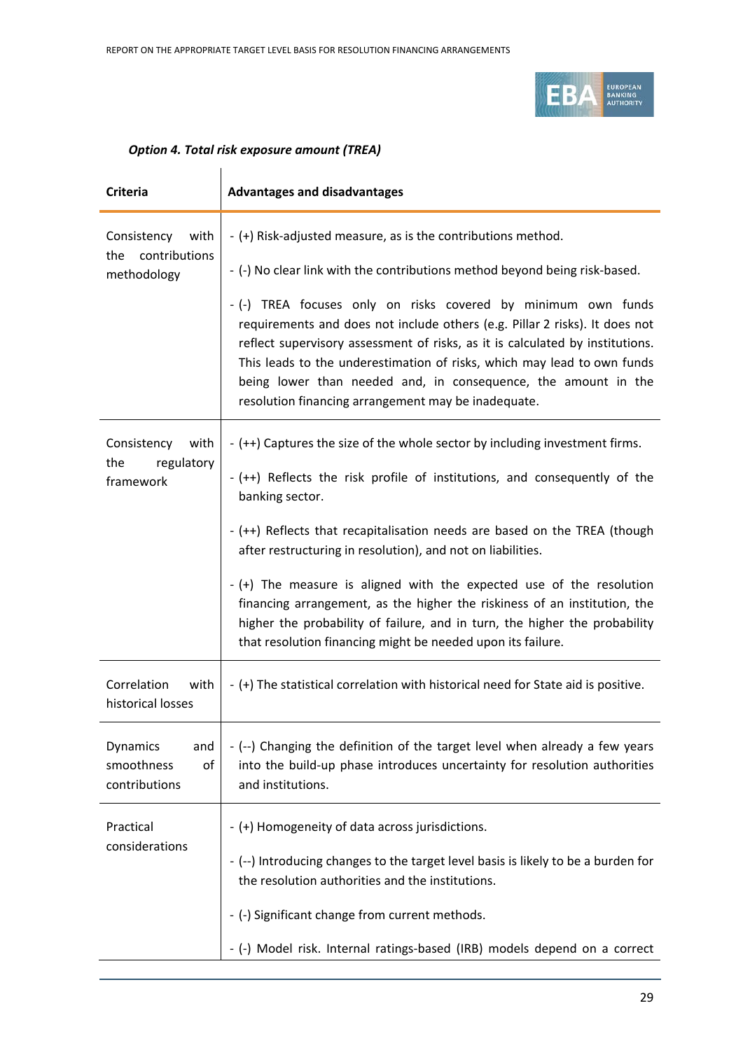*Option 4. Total risk exposure amount (TREA)*

| Criteria | Advantages and disadvantages |
|---|---|
| Consistency with the contributions methodology | - (+) Risk-adjusted measure, as is the contributions method.<br>- (-) No clear link with the contributions method beyond being risk-based.<br>- (-) TREA focuses only on risks covered by minimum own funds requirements and does not include others (e.g. Pillar 2 risks). It does not reflect supervisory assessment of risks, as it is calculated by institutions. This leads to the underestimation of risks, which may lead to own funds being lower than needed and, in consequence, the amount in the resolution financing arrangement may be inadequate. |
| Consistency with the regulatory framework | - (++) Captures the size of the whole sector by including investment firms.<br>- (++) Reflects the risk profile of institutions, and consequently of the banking sector.<br>- (++) Reflects that recapitalisation needs are based on the TREA (though after restructuring in resolution), and not on liabilities.<br>- (+) The measure is aligned with the expected use of the resolution financing arrangement, as the higher the riskiness of an institution, the higher the probability of failure, and in turn, the higher the probability that resolution financing might be needed upon its failure. |
| Correlation with historical losses | - (+) The statistical correlation with historical need for State aid is positive. |
| Dynamics and smoothness of contributions | - (--) Changing the definition of the target level when already a few years into the build-up phase introduces uncertainty for resolution authorities and institutions. |
| Practical considerations | - (+) Homogeneity of data across jurisdictions.<br>- (--) Introducing changes to the target level basis is likely to be a burden for the resolution authorities and the institutions.<br>- (-) Significant change from current methods.<br>- (-) Model risk. Internal ratings-based (IRB) models depend on a correct |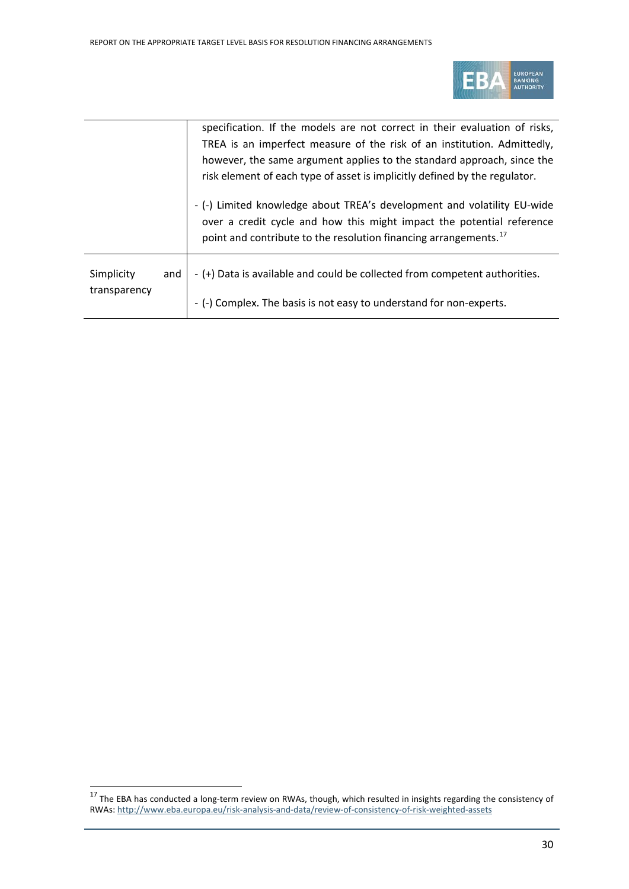| | |
|---|---|
| | specification. If the models are not correct in their evaluation of risks, TREA is an imperfect measure of the risk of an institution. Admittedly, however, the same argument applies to the standard approach, since the risk element of each type of asset is implicitly defined by the regulator.<br><br>- (-) Limited knowledge about TREA's development and volatility EU-wide over a credit cycle and how this might impact the potential reference point and contribute to the resolution financing arrangements.[17] |
| Simplicity and transparency | - (+) Data is available and could be collected from competent authorities.<br><br>- (-) Complex. The basis is not easy to understand for non-experts. |

[17] The EBA has conducted a long-term review on RWAs, though, which resulted in insights regarding the consistency of RWAs: http://www.eba.europa.eu/risk-analysis-and-data/review-of-consistency-of-risk-weighted-assets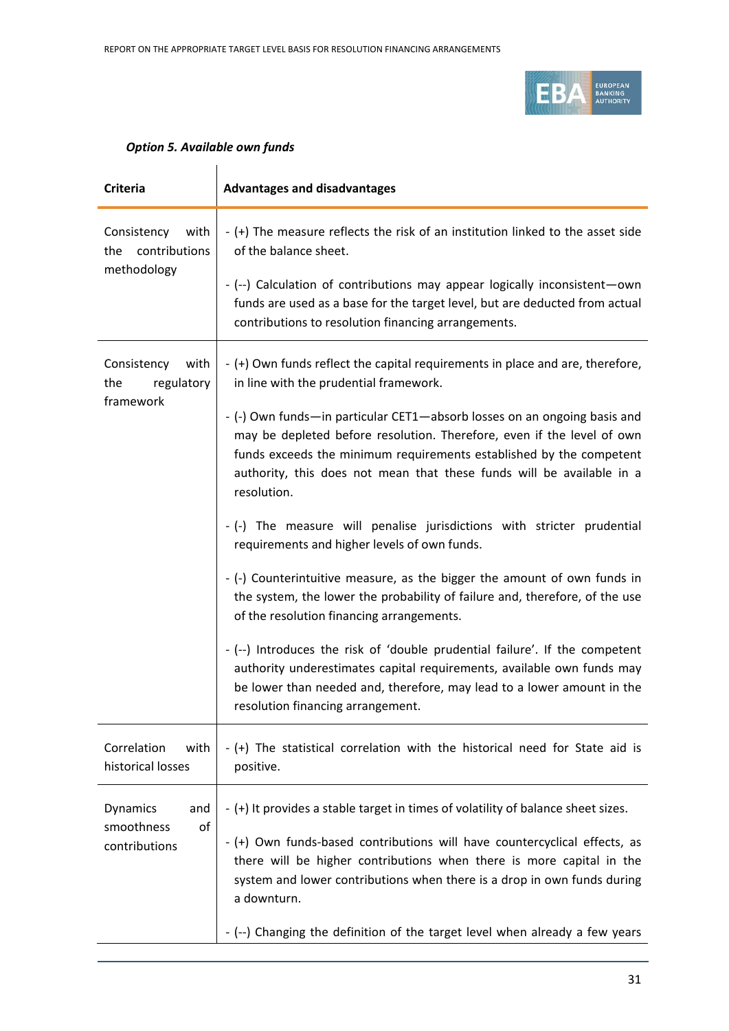*Option 5. Available own funds*

| Criteria | Advantages and disadvantages |
|---|---|
| Consistency with the contributions methodology | - (+) The measure reflects the risk of an institution linked to the asset side of the balance sheet.<br>- (--) Calculation of contributions may appear logically inconsistent—own funds are used as a base for the target level, but are deducted from actual contributions to resolution financing arrangements. |
| Consistency with the regulatory framework | - (+) Own funds reflect the capital requirements in place and are, therefore, in line with the prudential framework.<br>- (-) Own funds—in particular CET1—absorb losses on an ongoing basis and may be depleted before resolution. Therefore, even if the level of own funds exceeds the minimum requirements established by the competent authority, this does not mean that these funds will be available in a resolution.<br>- (-) The measure will penalise jurisdictions with stricter prudential requirements and higher levels of own funds.<br>- (-) Counterintuitive measure, as the bigger the amount of own funds in the system, the lower the probability of failure and, therefore, of the use of the resolution financing arrangements.<br>- (--) Introduces the risk of 'double prudential failure'. If the competent authority underestimates capital requirements, available own funds may be lower than needed and, therefore, may lead to a lower amount in the resolution financing arrangement. |
| Correlation with historical losses | - (+) The statistical correlation with the historical need for State aid is positive. |
| Dynamics and smoothness of contributions | - (+) It provides a stable target in times of volatility of balance sheet sizes.<br>- (+) Own funds-based contributions will have countercyclical effects, as there will be higher contributions when there is more capital in the system and lower contributions when there is a drop in own funds during a downturn.<br>- (--) Changing the definition of the target level when already a few years |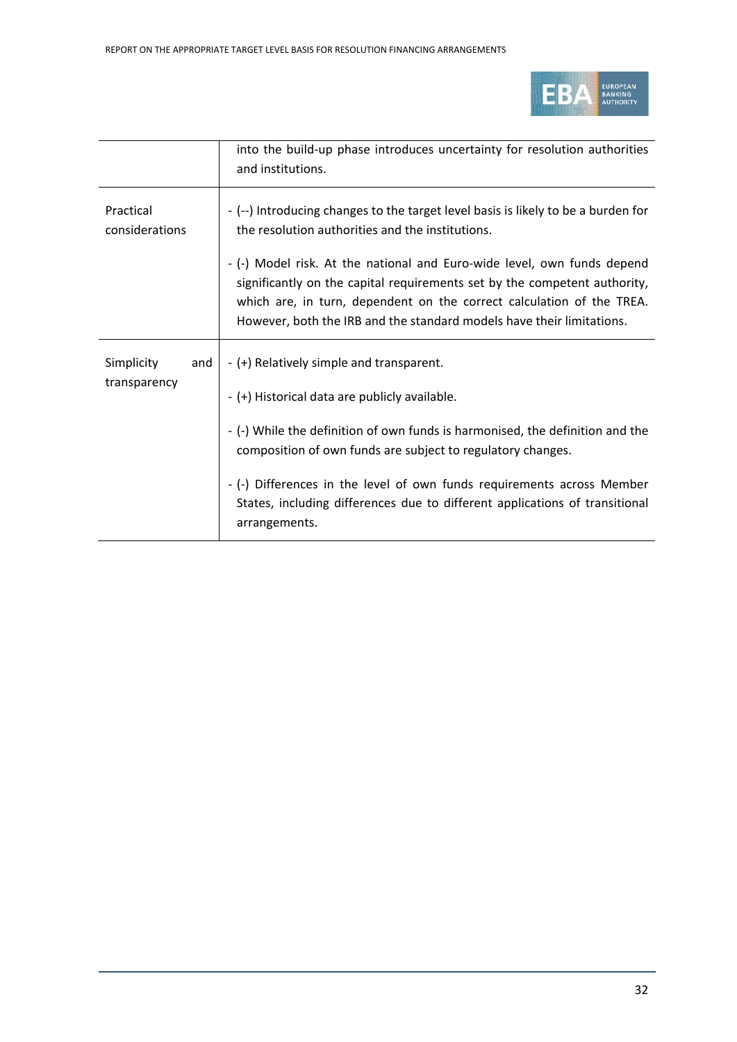| | |
|---|---|
| | into the build-up phase introduces uncertainty for resolution authorities and institutions. |
| Practical considerations | - (--) Introducing changes to the target level basis is likely to be a burden for the resolution authorities and the institutions.<br><br>- (-) Model risk. At the national and Euro-wide level, own funds depend significantly on the capital requirements set by the competent authority, which are, in turn, dependent on the correct calculation of the TREA. However, both the IRB and the standard models have their limitations. |
| Simplicity and transparency | - (+) Relatively simple and transparent.<br><br>- (+) Historical data are publicly available.<br><br>- (-) While the definition of own funds is harmonised, the definition and the composition of own funds are subject to regulatory changes.<br><br>- (-) Differences in the level of own funds requirements across Member States, including differences due to different applications of transitional arrangements. |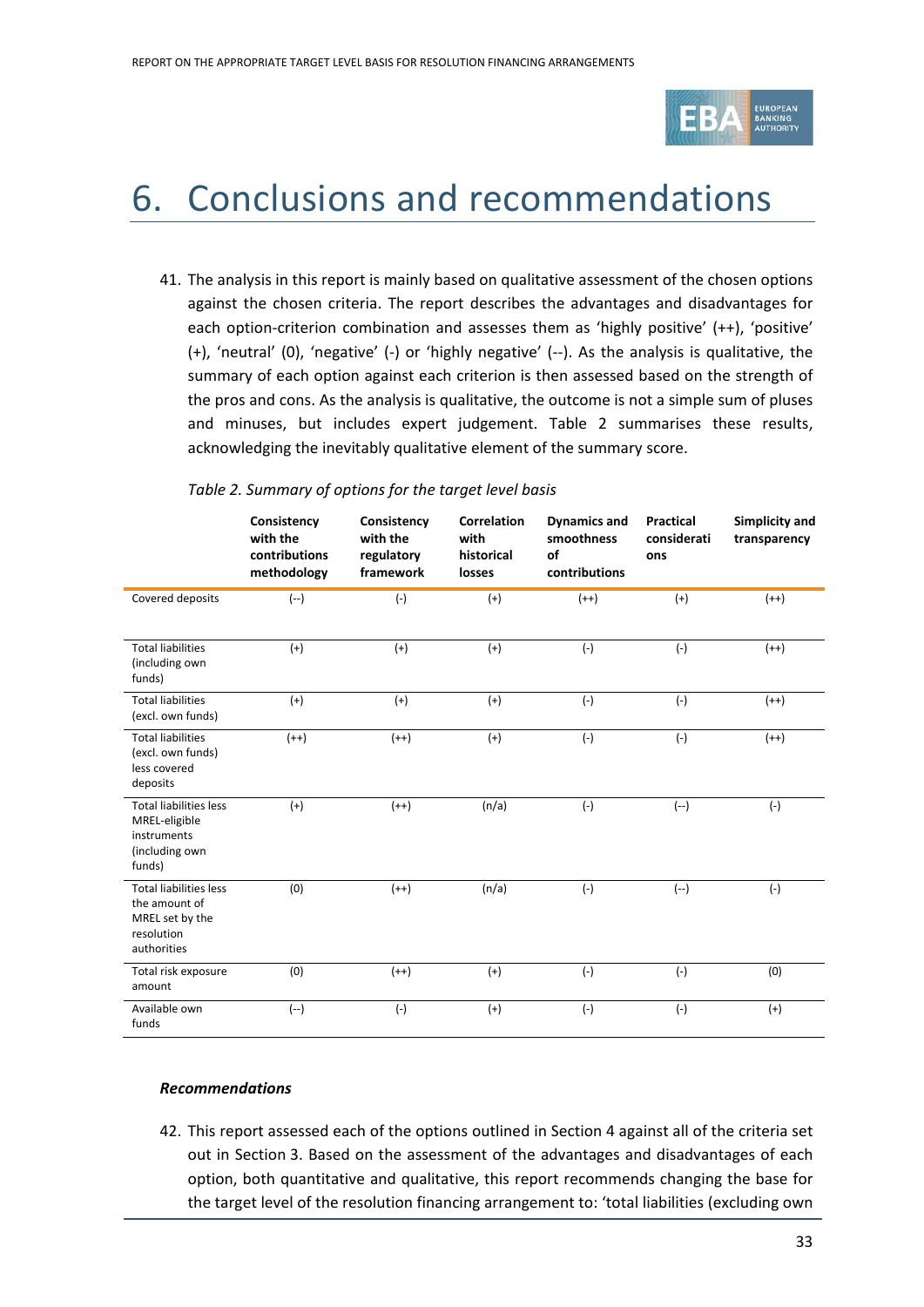# 6. Conclusions and recommendations

41. The analysis in this report is mainly based on qualitative assessment of the chosen options against the chosen criteria. The report describes the advantages and disadvantages for each option-criterion combination and assesses them as 'highly positive' (++), 'positive' (+), 'neutral' (0), 'negative' (-) or 'highly negative' (--). As the analysis is qualitative, the summary of each option against each criterion is then assessed based on the strength of the pros and cons. As the analysis is qualitative, the outcome is not a simple sum of pluses and minuses, but includes expert judgement. Table 2 summarises these results, acknowledging the inevitably qualitative element of the summary score.

*Table 2. Summary of options for the target level basis*

| | Consistency with the contributions methodology | Consistency with the regulatory framework | Correlation with historical losses | Dynamics and smoothness of contributions | Practical considerations | Simplicity and transparency |
|---|---|---|---|---|---|---|
| Covered deposits | (--) | (-) | (+) | (++) | (+) | (++) |
| Total liabilities (including own funds) | (+) | (+) | (+) | (-) | (-) | (++) |
| Total liabilities (excl. own funds) | (+) | (+) | (+) | (-) | (-) | (++) |
| Total liabilities (excl. own funds) less covered deposits | (++) | (++) | (+) | (-) | (-) | (++) |
| Total liabilities less MREL-eligible instruments (including own funds) | (+) | (++) | (n/a) | (-) | (--) | (-) |
| Total liabilities less the amount of MREL set by the resolution authorities | (0) | (++) | (n/a) | (-) | (--) | (-) |
| Total risk exposure amount | (0) | (++) | (+) | (-) | (-) | (0) |
| Available own funds | (--) | (-) | (+) | (-) | (-) | (+) |

***Recommendations***

42. This report assessed each of the options outlined in Section 4 against all of the criteria set out in Section 3. Based on the assessment of the advantages and disadvantages of each option, both quantitative and qualitative, this report recommends changing the base for the target level of the resolution financing arrangement to: 'total liabilities (excluding own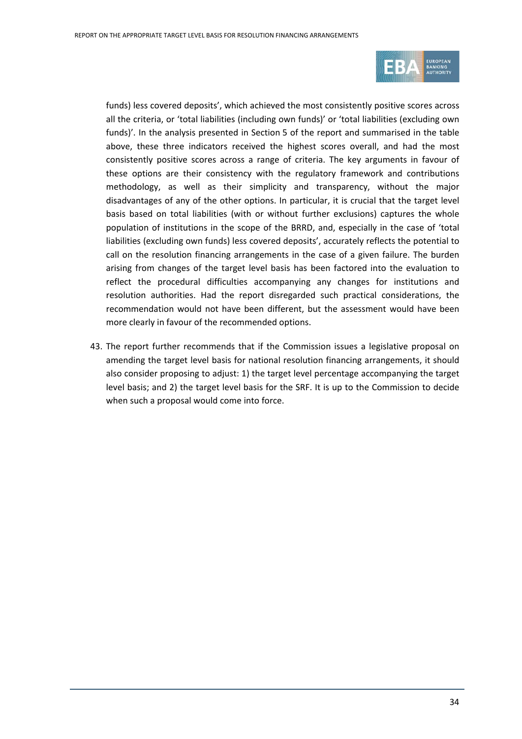funds) less covered deposits', which achieved the most consistently positive scores across all the criteria, or 'total liabilities (including own funds)' or 'total liabilities (excluding own funds)'. In the analysis presented in Section 5 of the report and summarised in the table above, these three indicators received the highest scores overall, and had the most consistently positive scores across a range of criteria. The key arguments in favour of these options are their consistency with the regulatory framework and contributions methodology, as well as their simplicity and transparency, without the major disadvantages of any of the other options. In particular, it is crucial that the target level basis based on total liabilities (with or without further exclusions) captures the whole population of institutions in the scope of the BRRD, and, especially in the case of 'total liabilities (excluding own funds) less covered deposits', accurately reflects the potential to call on the resolution financing arrangements in the case of a given failure. The burden arising from changes of the target level basis has been factored into the evaluation to reflect the procedural difficulties accompanying any changes for institutions and resolution authorities. Had the report disregarded such practical considerations, the recommendation would not have been different, but the assessment would have been more clearly in favour of the recommended options.

43. The report further recommends that if the Commission issues a legislative proposal on amending the target level basis for national resolution financing arrangements, it should also consider proposing to adjust: 1) the target level percentage accompanying the target level basis; and 2) the target level basis for the SRF. It is up to the Commission to decide when such a proposal would come into force.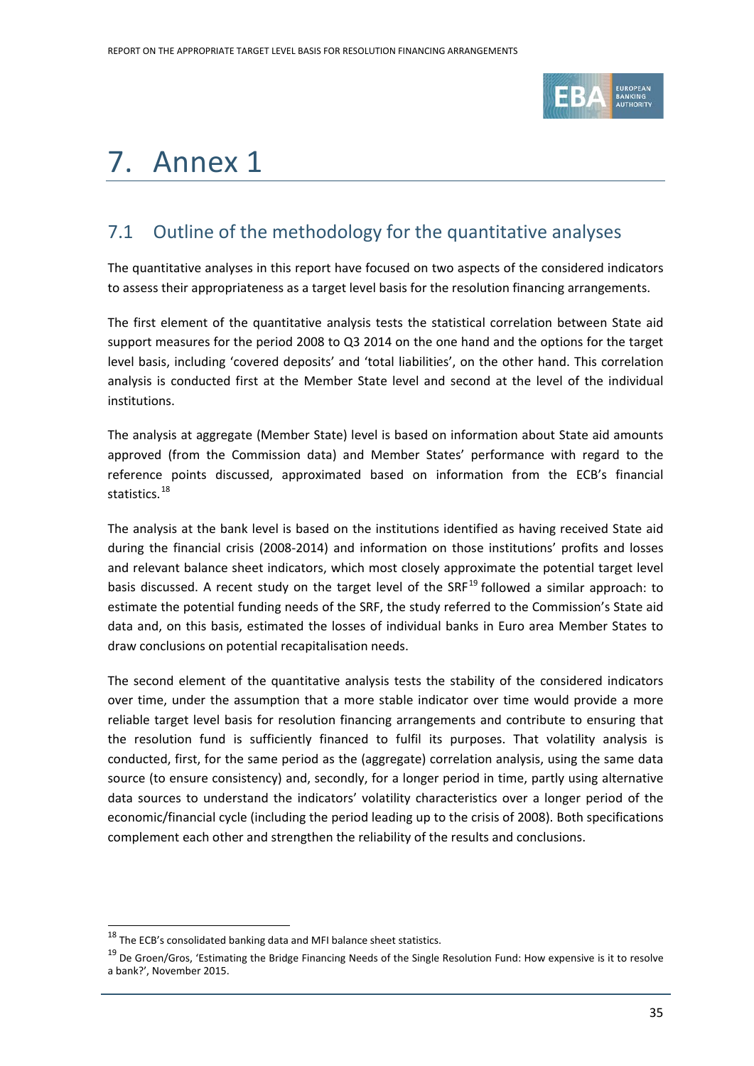# 7. Annex 1

## 7.1 Outline of the methodology for the quantitative analyses

The quantitative analyses in this report have focused on two aspects of the considered indicators to assess their appropriateness as a target level basis for the resolution financing arrangements.

The first element of the quantitative analysis tests the statistical correlation between State aid support measures for the period 2008 to Q3 2014 on the one hand and the options for the target level basis, including 'covered deposits' and 'total liabilities', on the other hand. This correlation analysis is conducted first at the Member State level and second at the level of the individual institutions.

The analysis at aggregate (Member State) level is based on information about State aid amounts approved (from the Commission data) and Member States' performance with regard to the reference points discussed, approximated based on information from the ECB's financial statistics.[18]

The analysis at the bank level is based on the institutions identified as having received State aid during the financial crisis (2008-2014) and information on those institutions' profits and losses and relevant balance sheet indicators, which most closely approximate the potential target level basis discussed. A recent study on the target level of the SRF[19] followed a similar approach: to estimate the potential funding needs of the SRF, the study referred to the Commission's State aid data and, on this basis, estimated the losses of individual banks in Euro area Member States to draw conclusions on potential recapitalisation needs.

The second element of the quantitative analysis tests the stability of the considered indicators over time, under the assumption that a more stable indicator over time would provide a more reliable target level basis for resolution financing arrangements and contribute to ensuring that the resolution fund is sufficiently financed to fulfil its purposes. That volatility analysis is conducted, first, for the same period as the (aggregate) correlation analysis, using the same data source (to ensure consistency) and, secondly, for a longer period in time, partly using alternative data sources to understand the indicators' volatility characteristics over a longer period of the economic/financial cycle (including the period leading up to the crisis of 2008). Both specifications complement each other and strengthen the reliability of the results and conclusions.

---

[18] The ECB's consolidated banking data and MFI balance sheet statistics.

[19] De Groen/Gros, 'Estimating the Bridge Financing Needs of the Single Resolution Fund: How expensive is it to resolve a bank?', November 2015.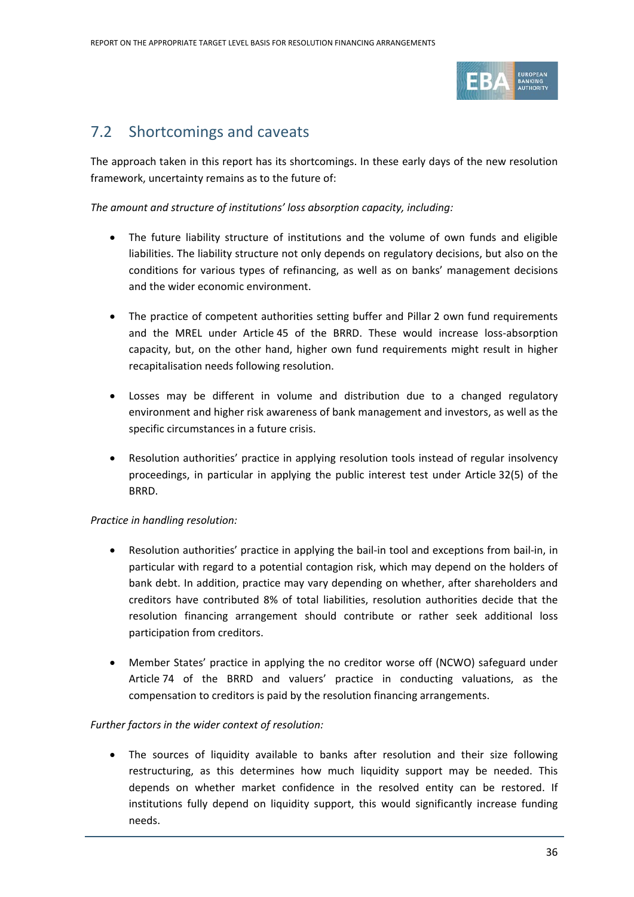## 7.2 Shortcomings and caveats

The approach taken in this report has its shortcomings. In these early days of the new resolution framework, uncertainty remains as to the future of:

*The amount and structure of institutions' loss absorption capacity, including:*

- The future liability structure of institutions and the volume of own funds and eligible liabilities. The liability structure not only depends on regulatory decisions, but also on the conditions for various types of refinancing, as well as on banks' management decisions and the wider economic environment.

- The practice of competent authorities setting buffer and Pillar 2 own fund requirements and the MREL under Article 45 of the BRRD. These would increase loss-absorption capacity, but, on the other hand, higher own fund requirements might result in higher recapitalisation needs following resolution.

- Losses may be different in volume and distribution due to a changed regulatory environment and higher risk awareness of bank management and investors, as well as the specific circumstances in a future crisis.

- Resolution authorities' practice in applying resolution tools instead of regular insolvency proceedings, in particular in applying the public interest test under Article 32(5) of the BRRD.

*Practice in handling resolution:*

- Resolution authorities' practice in applying the bail-in tool and exceptions from bail-in, in particular with regard to a potential contagion risk, which may depend on the holders of bank debt. In addition, practice may vary depending on whether, after shareholders and creditors have contributed 8% of total liabilities, resolution authorities decide that the resolution financing arrangement should contribute or rather seek additional loss participation from creditors.

- Member States' practice in applying the no creditor worse off (NCWO) safeguard under Article 74 of the BRRD and valuers' practice in conducting valuations, as the compensation to creditors is paid by the resolution financing arrangements.

*Further factors in the wider context of resolution:*

- The sources of liquidity available to banks after resolution and their size following restructuring, as this determines how much liquidity support may be needed. This depends on whether market confidence in the resolved entity can be restored. If institutions fully depend on liquidity support, this would significantly increase funding needs.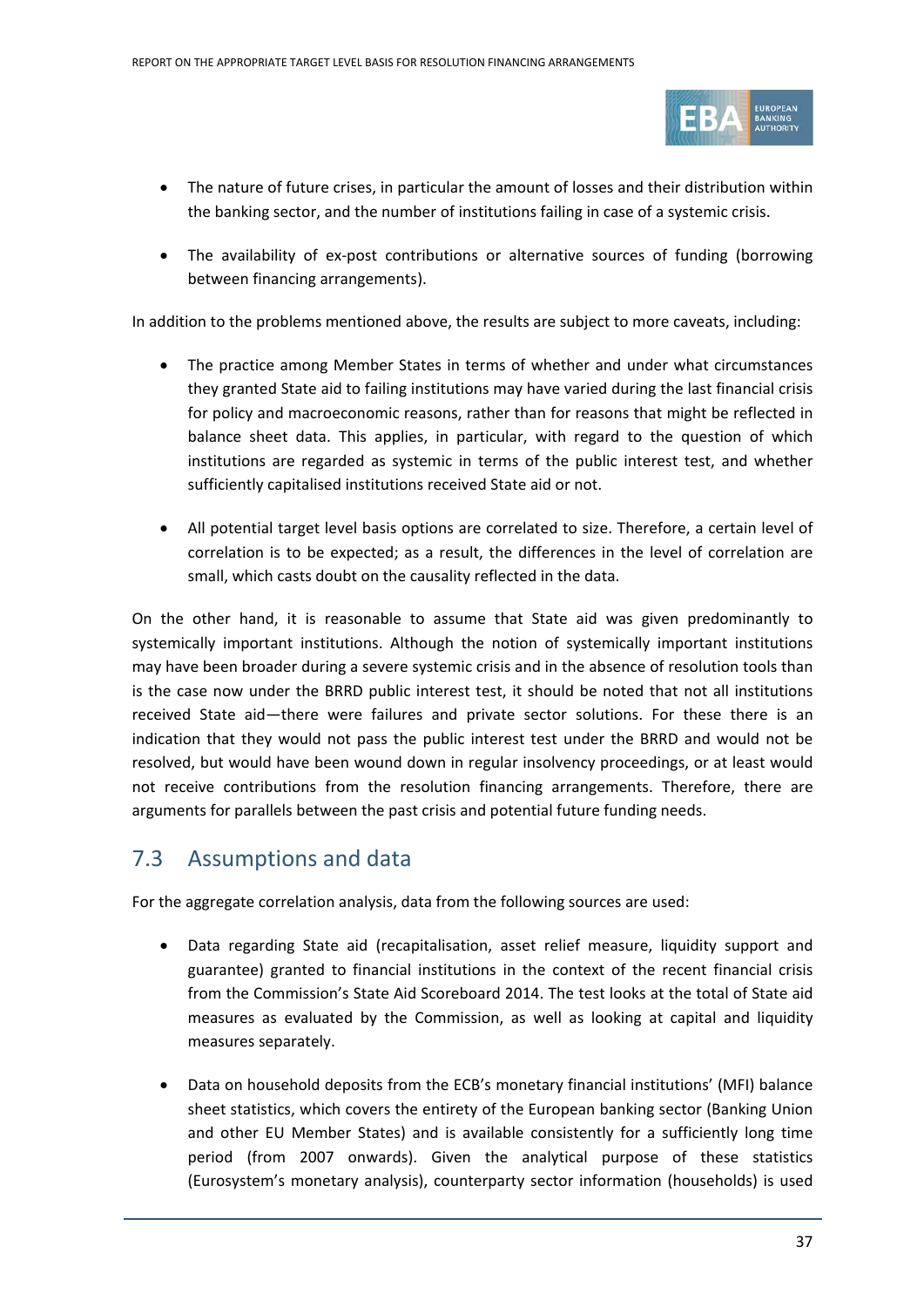- The nature of future crises, in particular the amount of losses and their distribution within the banking sector, and the number of institutions failing in case of a systemic crisis.

- The availability of ex-post contributions or alternative sources of funding (borrowing between financing arrangements).

In addition to the problems mentioned above, the results are subject to more caveats, including:

- The practice among Member States in terms of whether and under what circumstances they granted State aid to failing institutions may have varied during the last financial crisis for policy and macroeconomic reasons, rather than for reasons that might be reflected in balance sheet data. This applies, in particular, with regard to the question of which institutions are regarded as systemic in terms of the public interest test, and whether sufficiently capitalised institutions received State aid or not.

- All potential target level basis options are correlated to size. Therefore, a certain level of correlation is to be expected; as a result, the differences in the level of correlation are small, which casts doubt on the causality reflected in the data.

On the other hand, it is reasonable to assume that State aid was given predominantly to systemically important institutions. Although the notion of systemically important institutions may have been broader during a severe systemic crisis and in the absence of resolution tools than is the case now under the BRRD public interest test, it should be noted that not all institutions received State aid—there were failures and private sector solutions. For these there is an indication that they would not pass the public interest test under the BRRD and would not be resolved, but would have been wound down in regular insolvency proceedings, or at least would not receive contributions from the resolution financing arrangements. Therefore, there are arguments for parallels between the past crisis and potential future funding needs.

## 7.3 Assumptions and data

For the aggregate correlation analysis, data from the following sources are used:

- Data regarding State aid (recapitalisation, asset relief measure, liquidity support and guarantee) granted to financial institutions in the context of the recent financial crisis from the Commission's State Aid Scoreboard 2014. The test looks at the total of State aid measures as evaluated by the Commission, as well as looking at capital and liquidity measures separately.

- Data on household deposits from the ECB's monetary financial institutions' (MFI) balance sheet statistics, which covers the entirety of the European banking sector (Banking Union and other EU Member States) and is available consistently for a sufficiently long time period (from 2007 onwards). Given the analytical purpose of these statistics (Eurosystem's monetary analysis), counterparty sector information (households) is used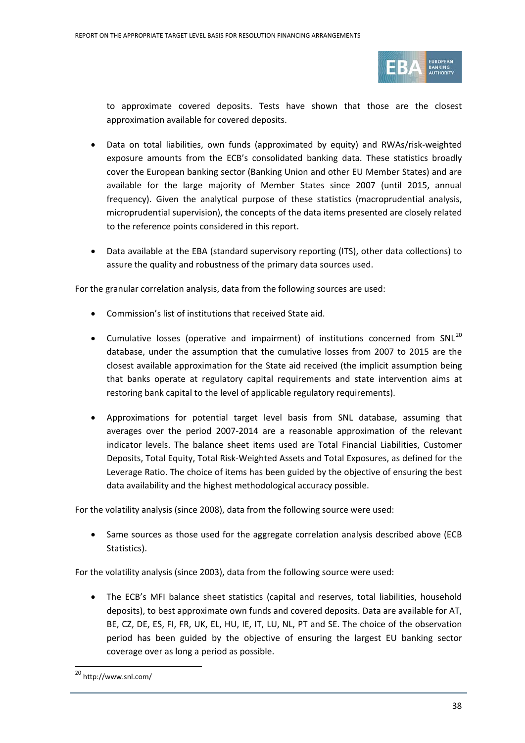to approximate covered deposits. Tests have shown that those are the closest approximation available for covered deposits.

- Data on total liabilities, own funds (approximated by equity) and RWAs/risk-weighted exposure amounts from the ECB's consolidated banking data. These statistics broadly cover the European banking sector (Banking Union and other EU Member States) and are available for the large majority of Member States since 2007 (until 2015, annual frequency). Given the analytical purpose of these statistics (macroprudential analysis, microprudential supervision), the concepts of the data items presented are closely related to the reference points considered in this report.

- Data available at the EBA (standard supervisory reporting (ITS), other data collections) to assure the quality and robustness of the primary data sources used.

For the granular correlation analysis, data from the following sources are used:

- Commission's list of institutions that received State aid.

- Cumulative losses (operative and impairment) of institutions concerned from SNL[20] database, under the assumption that the cumulative losses from 2007 to 2015 are the closest available approximation for the State aid received (the implicit assumption being that banks operate at regulatory capital requirements and state intervention aims at restoring bank capital to the level of applicable regulatory requirements).

- Approximations for potential target level basis from SNL database, assuming that averages over the period 2007-2014 are a reasonable approximation of the relevant indicator levels. The balance sheet items used are Total Financial Liabilities, Customer Deposits, Total Equity, Total Risk-Weighted Assets and Total Exposures, as defined for the Leverage Ratio. The choice of items has been guided by the objective of ensuring the best data availability and the highest methodological accuracy possible.

For the volatility analysis (since 2008), data from the following source were used:

- Same sources as those used for the aggregate correlation analysis described above (ECB Statistics).

For the volatility analysis (since 2003), data from the following source were used:

- The ECB's MFI balance sheet statistics (capital and reserves, total liabilities, household deposits), to best approximate own funds and covered deposits. Data are available for AT, BE, CZ, DE, ES, FI, FR, UK, EL, HU, IE, IT, LU, NL, PT and SE. The choice of the observation period has been guided by the objective of ensuring the largest EU banking sector coverage over as long a period as possible.

[20] http://www.snl.com/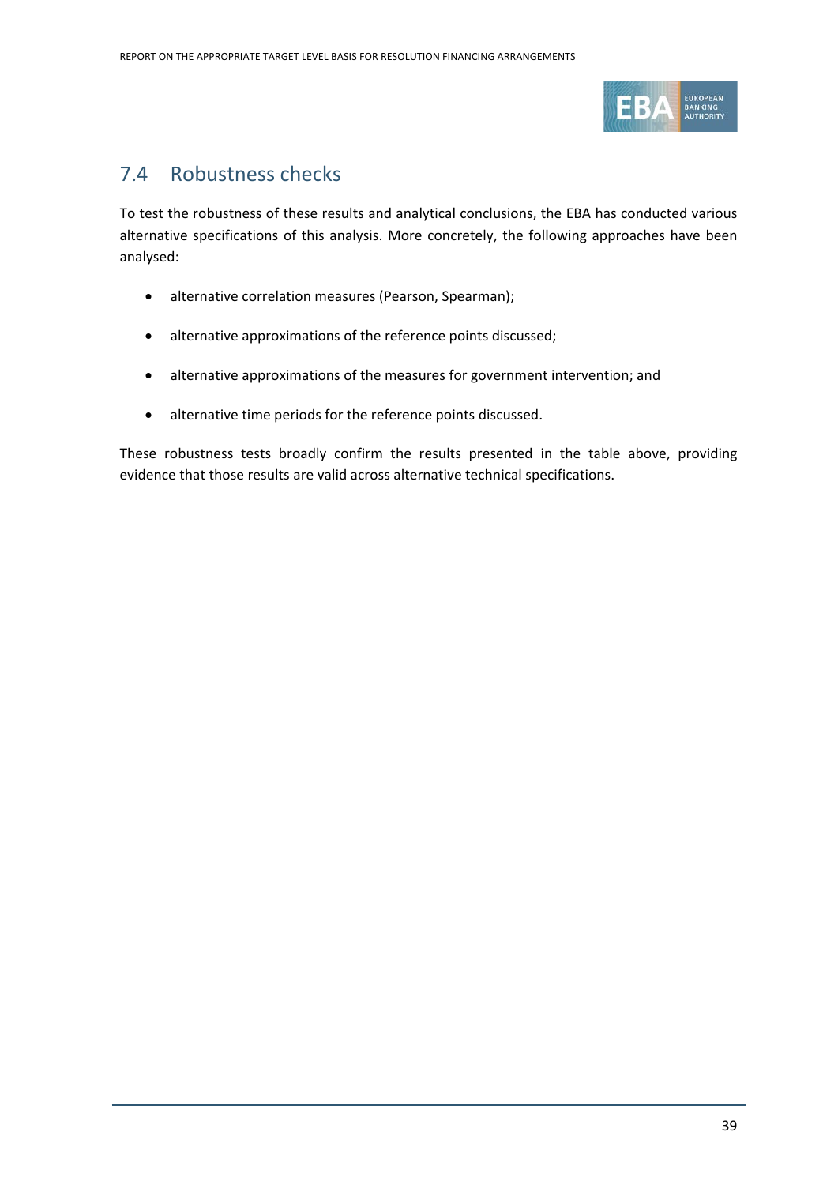## 7.4 Robustness checks

To test the robustness of these results and analytical conclusions, the EBA has conducted various alternative specifications of this analysis. More concretely, the following approaches have been analysed:

- alternative correlation measures (Pearson, Spearman);
- alternative approximations of the reference points discussed;
- alternative approximations of the measures for government intervention; and
- alternative time periods for the reference points discussed.

These robustness tests broadly confirm the results presented in the table above, providing evidence that those results are valid across alternative technical specifications.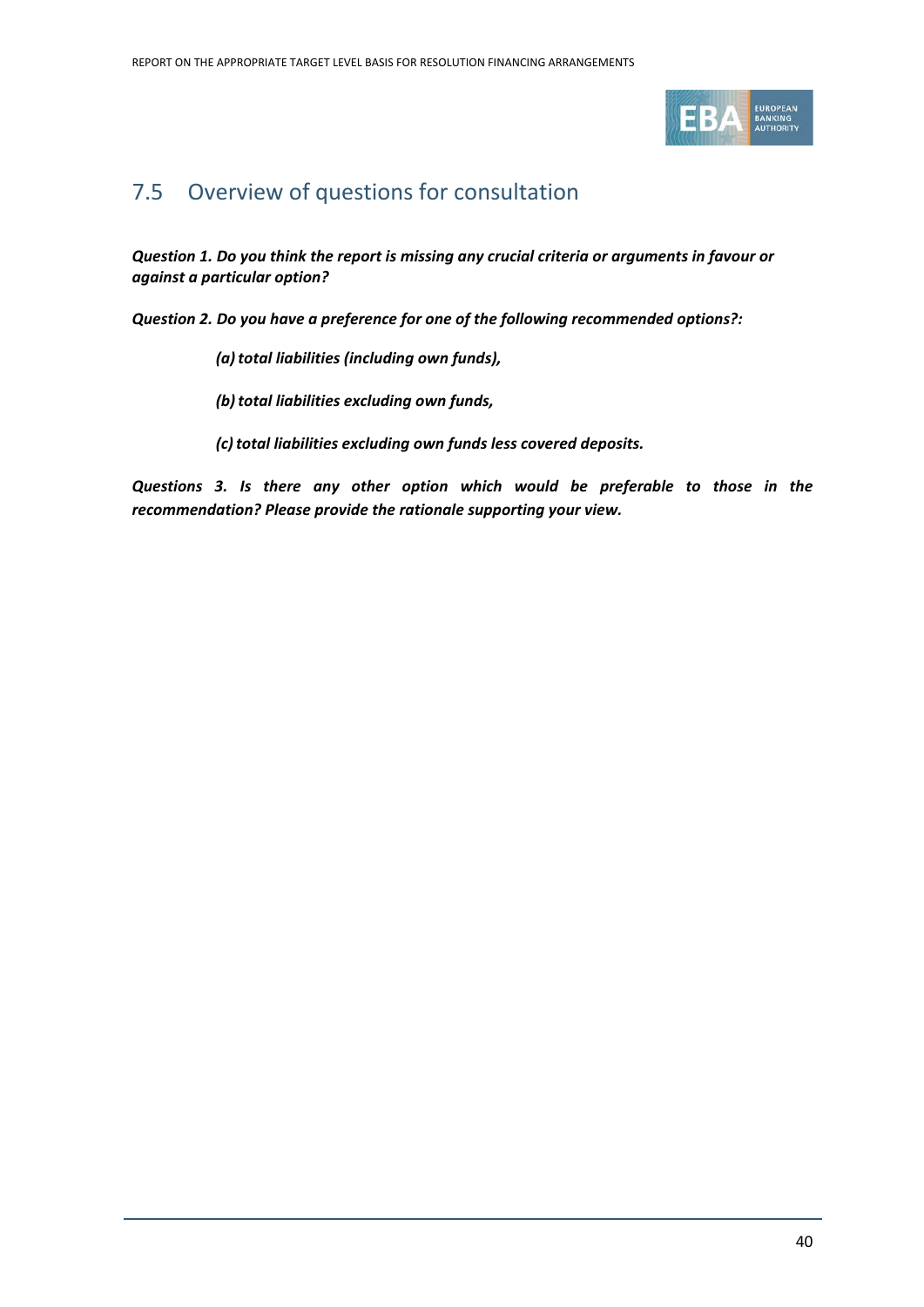## 7.5 Overview of questions for consultation

***Question 1. Do you think the report is missing any crucial criteria or arguments in favour or against a particular option?***

***Question 2. Do you have a preference for one of the following recommended options?:***

> ***(a) total liabilities (including own funds),***
>
> ***(b) total liabilities excluding own funds,***
>
> ***(c) total liabilities excluding own funds less covered deposits.***

***Questions 3. Is there any other option which would be preferable to those in the recommendation? Please provide the rationale supporting your view.***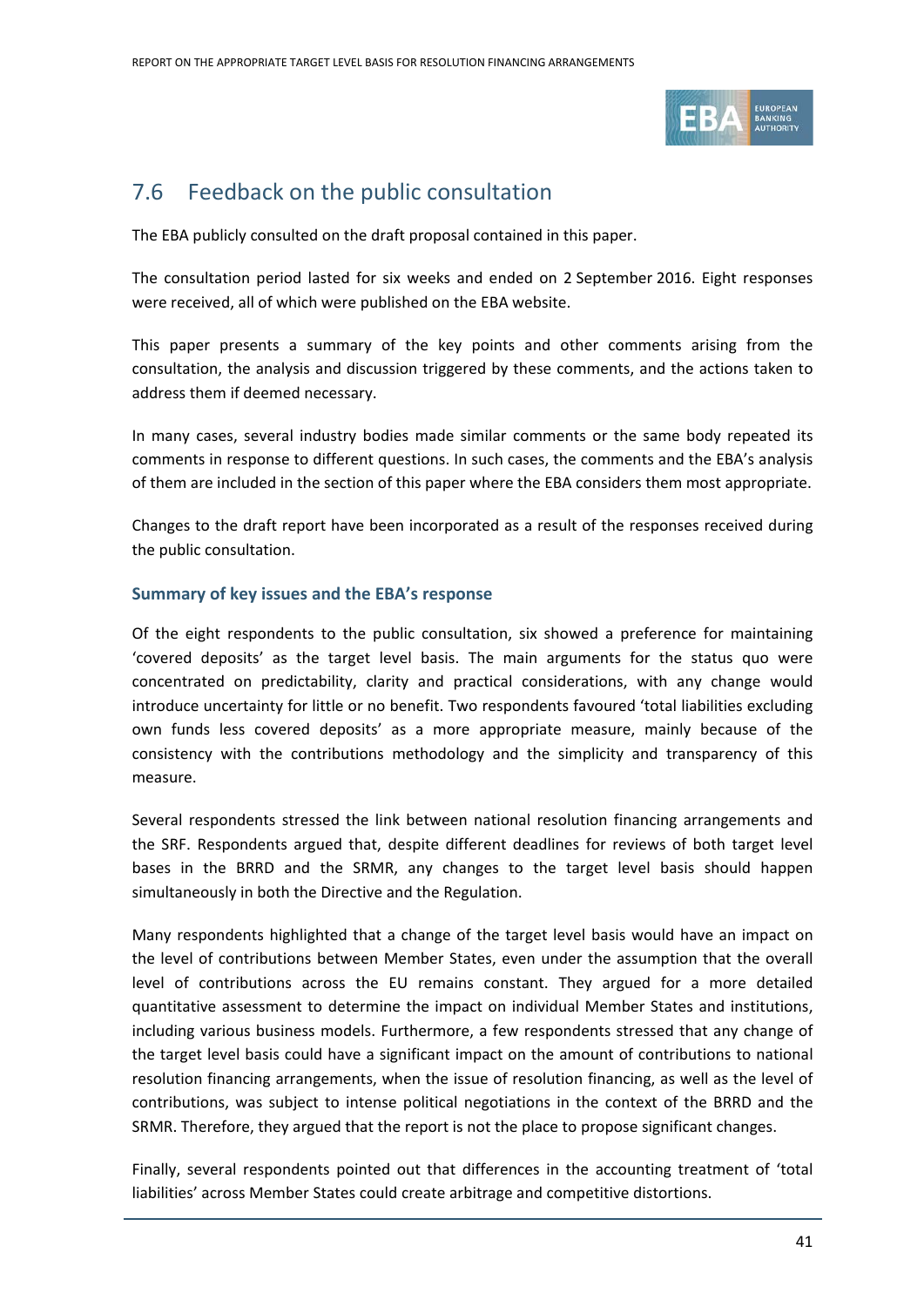## 7.6 Feedback on the public consultation

The EBA publicly consulted on the draft proposal contained in this paper.

The consultation period lasted for six weeks and ended on 2 September 2016. Eight responses were received, all of which were published on the EBA website.

This paper presents a summary of the key points and other comments arising from the consultation, the analysis and discussion triggered by these comments, and the actions taken to address them if deemed necessary.

In many cases, several industry bodies made similar comments or the same body repeated its comments in response to different questions. In such cases, the comments and the EBA's analysis of them are included in the section of this paper where the EBA considers them most appropriate.

Changes to the draft report have been incorporated as a result of the responses received during the public consultation.

### Summary of key issues and the EBA's response

Of the eight respondents to the public consultation, six showed a preference for maintaining 'covered deposits' as the target level basis. The main arguments for the status quo were concentrated on predictability, clarity and practical considerations, with any change would introduce uncertainty for little or no benefit. Two respondents favoured 'total liabilities excluding own funds less covered deposits' as a more appropriate measure, mainly because of the consistency with the contributions methodology and the simplicity and transparency of this measure.

Several respondents stressed the link between national resolution financing arrangements and the SRF. Respondents argued that, despite different deadlines for reviews of both target level bases in the BRRD and the SRMR, any changes to the target level basis should happen simultaneously in both the Directive and the Regulation.

Many respondents highlighted that a change of the target level basis would have an impact on the level of contributions between Member States, even under the assumption that the overall level of contributions across the EU remains constant. They argued for a more detailed quantitative assessment to determine the impact on individual Member States and institutions, including various business models. Furthermore, a few respondents stressed that any change of the target level basis could have a significant impact on the amount of contributions to national resolution financing arrangements, when the issue of resolution financing, as well as the level of contributions, was subject to intense political negotiations in the context of the BRRD and the SRMR. Therefore, they argued that the report is not the place to propose significant changes.

Finally, several respondents pointed out that differences in the accounting treatment of 'total liabilities' across Member States could create arbitrage and competitive distortions.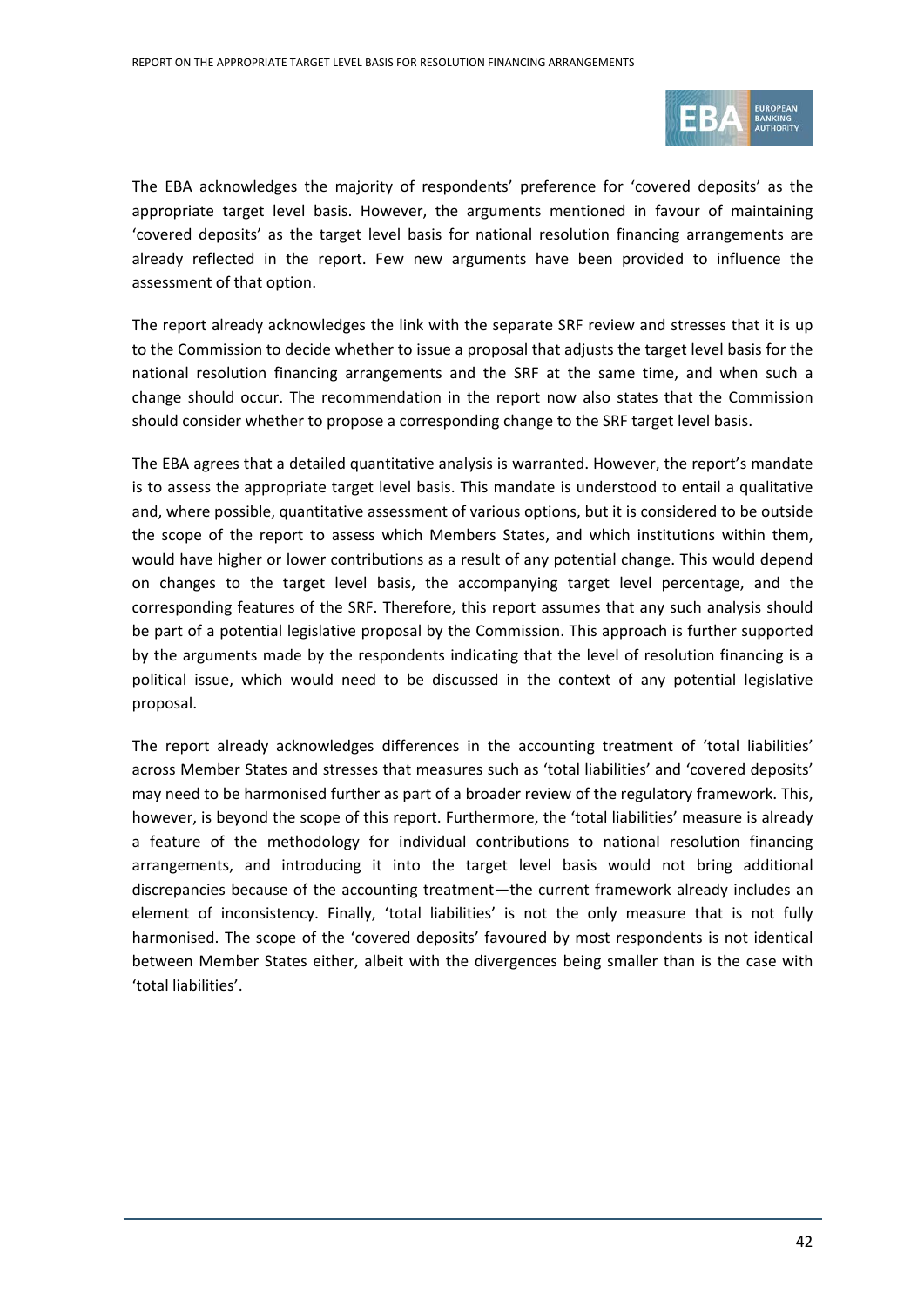The EBA acknowledges the majority of respondents' preference for 'covered deposits' as the appropriate target level basis. However, the arguments mentioned in favour of maintaining 'covered deposits' as the target level basis for national resolution financing arrangements are already reflected in the report. Few new arguments have been provided to influence the assessment of that option.

The report already acknowledges the link with the separate SRF review and stresses that it is up to the Commission to decide whether to issue a proposal that adjusts the target level basis for the national resolution financing arrangements and the SRF at the same time, and when such a change should occur. The recommendation in the report now also states that the Commission should consider whether to propose a corresponding change to the SRF target level basis.

The EBA agrees that a detailed quantitative analysis is warranted. However, the report's mandate is to assess the appropriate target level basis. This mandate is understood to entail a qualitative and, where possible, quantitative assessment of various options, but it is considered to be outside the scope of the report to assess which Members States, and which institutions within them, would have higher or lower contributions as a result of any potential change. This would depend on changes to the target level basis, the accompanying target level percentage, and the corresponding features of the SRF. Therefore, this report assumes that any such analysis should be part of a potential legislative proposal by the Commission. This approach is further supported by the arguments made by the respondents indicating that the level of resolution financing is a political issue, which would need to be discussed in the context of any potential legislative proposal.

The report already acknowledges differences in the accounting treatment of 'total liabilities' across Member States and stresses that measures such as 'total liabilities' and 'covered deposits' may need to be harmonised further as part of a broader review of the regulatory framework. This, however, is beyond the scope of this report. Furthermore, the 'total liabilities' measure is already a feature of the methodology for individual contributions to national resolution financing arrangements, and introducing it into the target level basis would not bring additional discrepancies because of the accounting treatment—the current framework already includes an element of inconsistency. Finally, 'total liabilities' is not the only measure that is not fully harmonised. The scope of the 'covered deposits' favoured by most respondents is not identical between Member States either, albeit with the divergences being smaller than is the case with 'total liabilities'.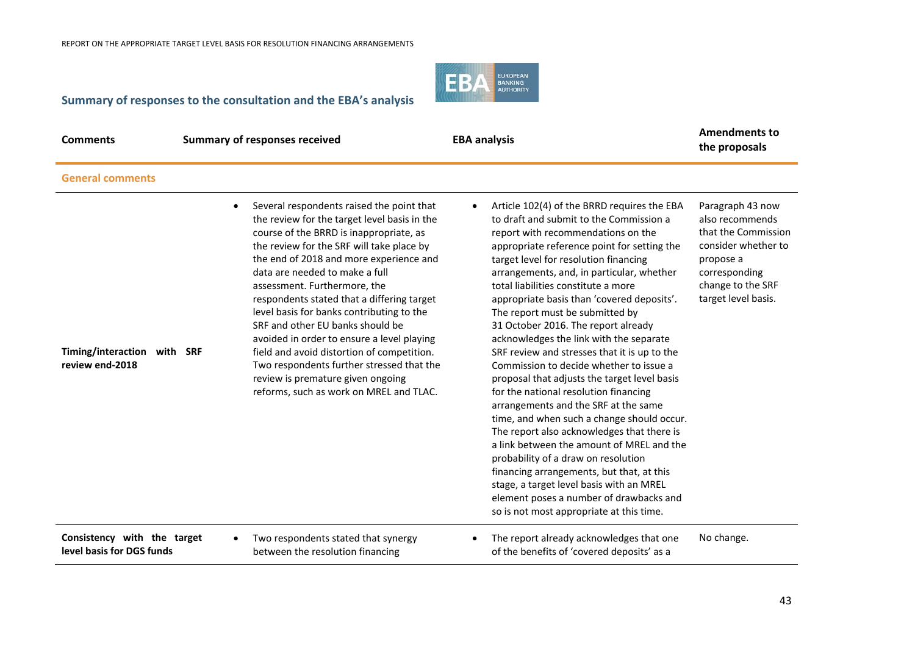## Summary of responses to the consultation and the EBA's analysis

| Comments | Summary of responses received | EBA analysis | Amendments to the proposals |
|---|---|---|---|
| **General comments** | | | |
| **Timing/interaction with SRF review end-2018** | • Several respondents raised the point that the review for the target level basis in the course of the BRRD is inappropriate, as the review for the SRF will take place by the end of 2018 and more experience and data are needed to make a full assessment. Furthermore, the respondents stated that a differing target level basis for banks contributing to the SRF and other EU banks should be avoided in order to ensure a level playing field and avoid distortion of competition. Two respondents further stressed that the review is premature given ongoing reforms, such as work on MREL and TLAC. | • Article 102(4) of the BRRD requires the EBA to draft and submit to the Commission a report with recommendations on the appropriate reference point for setting the target level for resolution financing arrangements, and, in particular, whether total liabilities constitute a more appropriate basis than 'covered deposits'. The report must be submitted by 31 October 2016. The report already acknowledges the link with the separate SRF review and stresses that it is up to the Commission to decide whether to issue a proposal that adjusts the target level basis for the national resolution financing arrangements and the SRF at the same time, and when such a change should occur. The report also acknowledges that there is a link between the amount of MREL and the probability of a draw on resolution financing arrangements, but that, at this stage, a target level basis with an MREL element poses a number of drawbacks and so is not most appropriate at this time. | Paragraph 43 now also recommends that the Commission consider whether to propose a corresponding change to the SRF target level basis. |
| **Consistency with the target level basis for DGS funds** | • Two respondents stated that synergy between the resolution financing | • The report already acknowledges that one of the benefits of 'covered deposits' as a | No change. |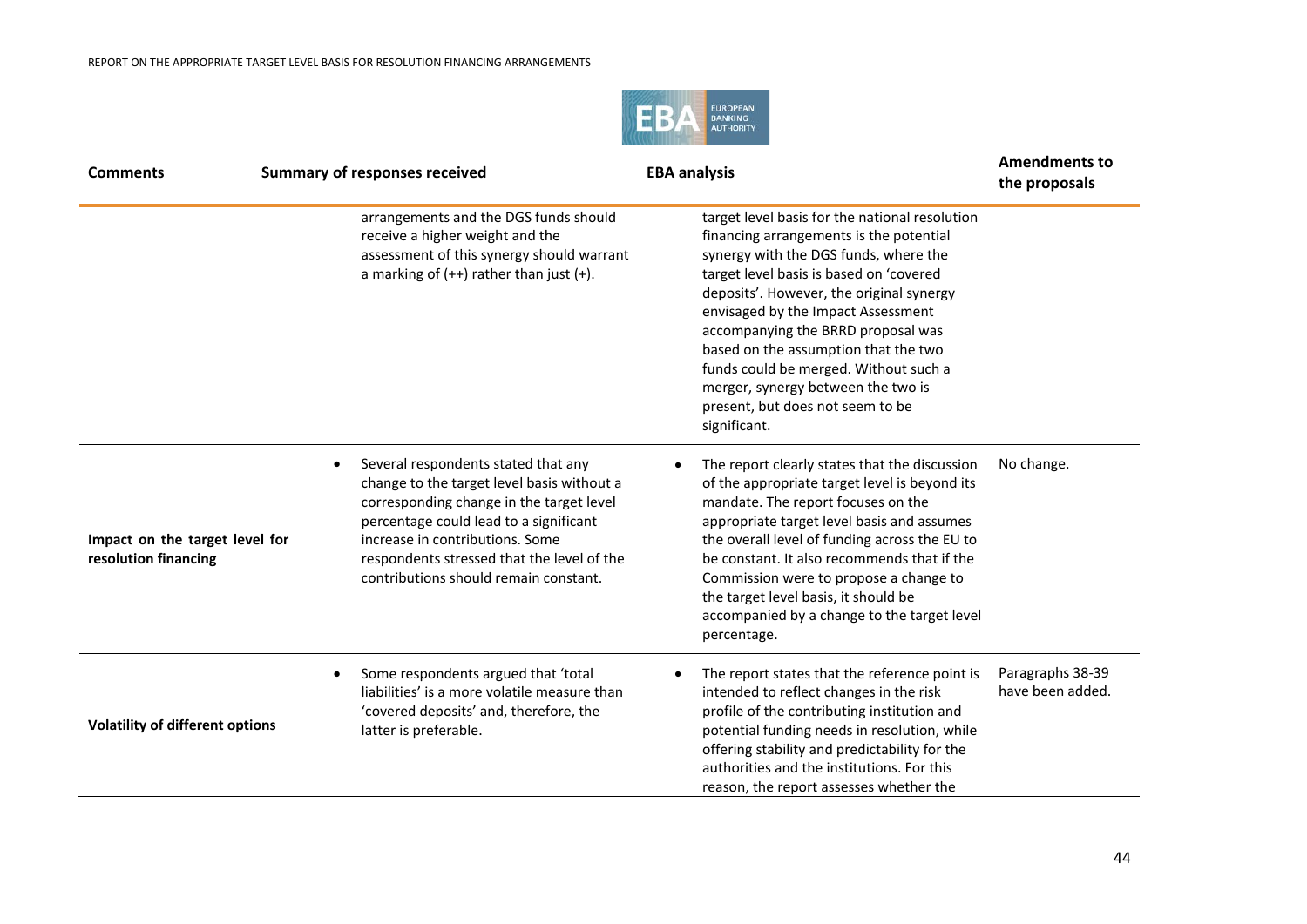| Comments | Summary of responses received | EBA analysis | Amendments to the proposals |
|---|---|---|---|
| | arrangements and the DGS funds should receive a higher weight and the assessment of this synergy should warrant a marking of (++) rather than just (+). | target level basis for the national resolution financing arrangements is the potential synergy with the DGS funds, where the target level basis is based on 'covered deposits'. However, the original synergy envisaged by the Impact Assessment accompanying the BRRD proposal was based on the assumption that the two funds could be merged. Without such a merger, synergy between the two is present, but does not seem to be significant. | |
| **Impact on the target level for resolution financing** | • Several respondents stated that any change to the target level basis without a corresponding change in the target level percentage could lead to a significant increase in contributions. Some respondents stressed that the level of the contributions should remain constant. | • The report clearly states that the discussion of the appropriate target level is beyond its mandate. The report focuses on the appropriate target level basis and assumes the overall level of funding across the EU to be constant. It also recommends that if the Commission were to propose a change to the target level basis, it should be accompanied by a change to the target level percentage. | No change. |
| **Volatility of different options** | • Some respondents argued that 'total liabilities' is a more volatile measure than 'covered deposits' and, therefore, the latter is preferable. | • The report states that the reference point is intended to reflect changes in the risk profile of the contributing institution and potential funding needs in resolution, while offering stability and predictability for the authorities and the institutions. For this reason, the report assesses whether the | Paragraphs 38-39 have been added. |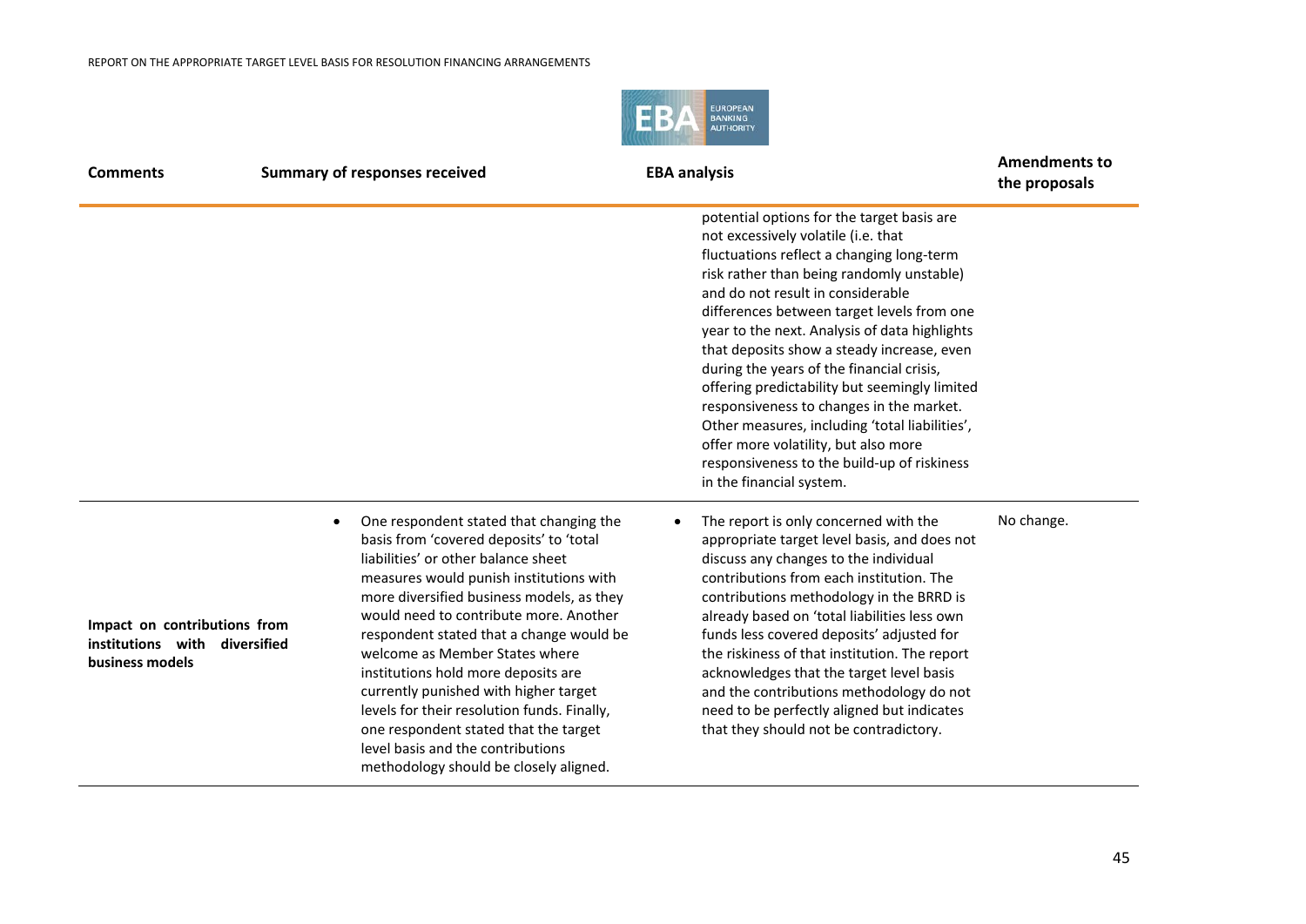| Comments | Summary of responses received | EBA analysis | Amendments to the proposals |
|---|---|---|---|
| | | potential options for the target basis are not excessively volatile (i.e. that fluctuations reflect a changing long-term risk rather than being randomly unstable) and do not result in considerable differences between target levels from one year to the next. Analysis of data highlights that deposits show a steady increase, even during the years of the financial crisis, offering predictability but seemingly limited responsiveness to changes in the market. Other measures, including 'total liabilities', offer more volatility, but also more responsiveness to the build-up of riskiness in the financial system. | |
| **Impact on contributions from institutions with diversified business models** | • One respondent stated that changing the basis from 'covered deposits' to 'total liabilities' or other balance sheet measures would punish institutions with more diversified business models, as they would need to contribute more. Another respondent stated that a change would be welcome as Member States where institutions hold more deposits are currently punished with higher target levels for their resolution funds. Finally, one respondent stated that the target level basis and the contributions methodology should be closely aligned. | • The report is only concerned with the appropriate target level basis, and does not discuss any changes to the individual contributions from each institution. The contributions methodology in the BRRD is already based on 'total liabilities less own funds less covered deposits' adjusted for the riskiness of that institution. The report acknowledges that the target level basis and the contributions methodology do not need to be perfectly aligned but indicates that they should not be contradictory. | No change. |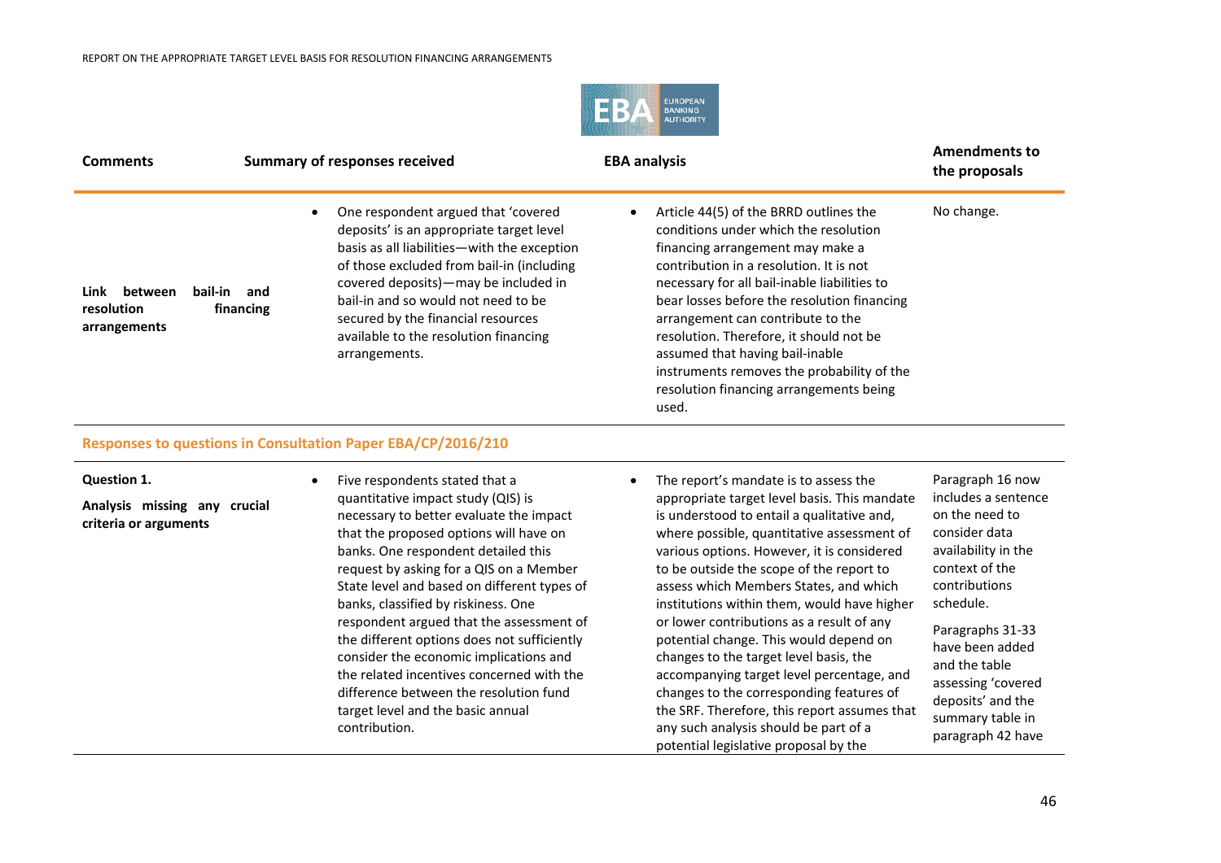| Comments | Summary of responses received | EBA analysis | Amendments to the proposals |
|---|---|---|---|
| **Link between bail-in and resolution financing arrangements** | • One respondent argued that 'covered deposits' is an appropriate target level basis as all liabilities—with the exception of those excluded from bail-in (including covered deposits)—may be included in bail-in and so would not need to be secured by the financial resources available to the resolution financing arrangements. | • Article 44(5) of the BRRD outlines the conditions under which the resolution financing arrangement may make a contribution in a resolution. It is not necessary for all bail-inable liabilities to bear losses before the resolution financing arrangement can contribute to the resolution. Therefore, it should not be assumed that having bail-inable instruments removes the probability of the resolution financing arrangements being used. | No change. |
| **Responses to questions in Consultation Paper EBA/CP/2016/210** | | | |
| **Question 1.** **Analysis missing any crucial criteria or arguments** | • Five respondents stated that a quantitative impact study (QIS) is necessary to better evaluate the impact that the proposed options will have on banks. One respondent detailed this request by asking for a QIS on a Member State level and based on different types of banks, classified by riskiness. One respondent argued that the assessment of the different options does not sufficiently consider the economic implications and the related incentives concerned with the difference between the resolution fund target level and the basic annual contribution. | • The report's mandate is to assess the appropriate target level basis. This mandate is understood to entail a qualitative and, where possible, quantitative assessment of various options. However, it is considered to be outside the scope of the report to assess which Members States, and which institutions within them, would have higher or lower contributions as a result of any potential change. This would depend on changes to the target level basis, the accompanying target level percentage, and changes to the corresponding features of the SRF. Therefore, this report assumes that any such analysis should be part of a potential legislative proposal by the | Paragraph 16 now includes a sentence on the need to consider data availability in the context of the contributions schedule. Paragraphs 31-33 have been added and the table assessing 'covered deposits' and the summary table in paragraph 42 have |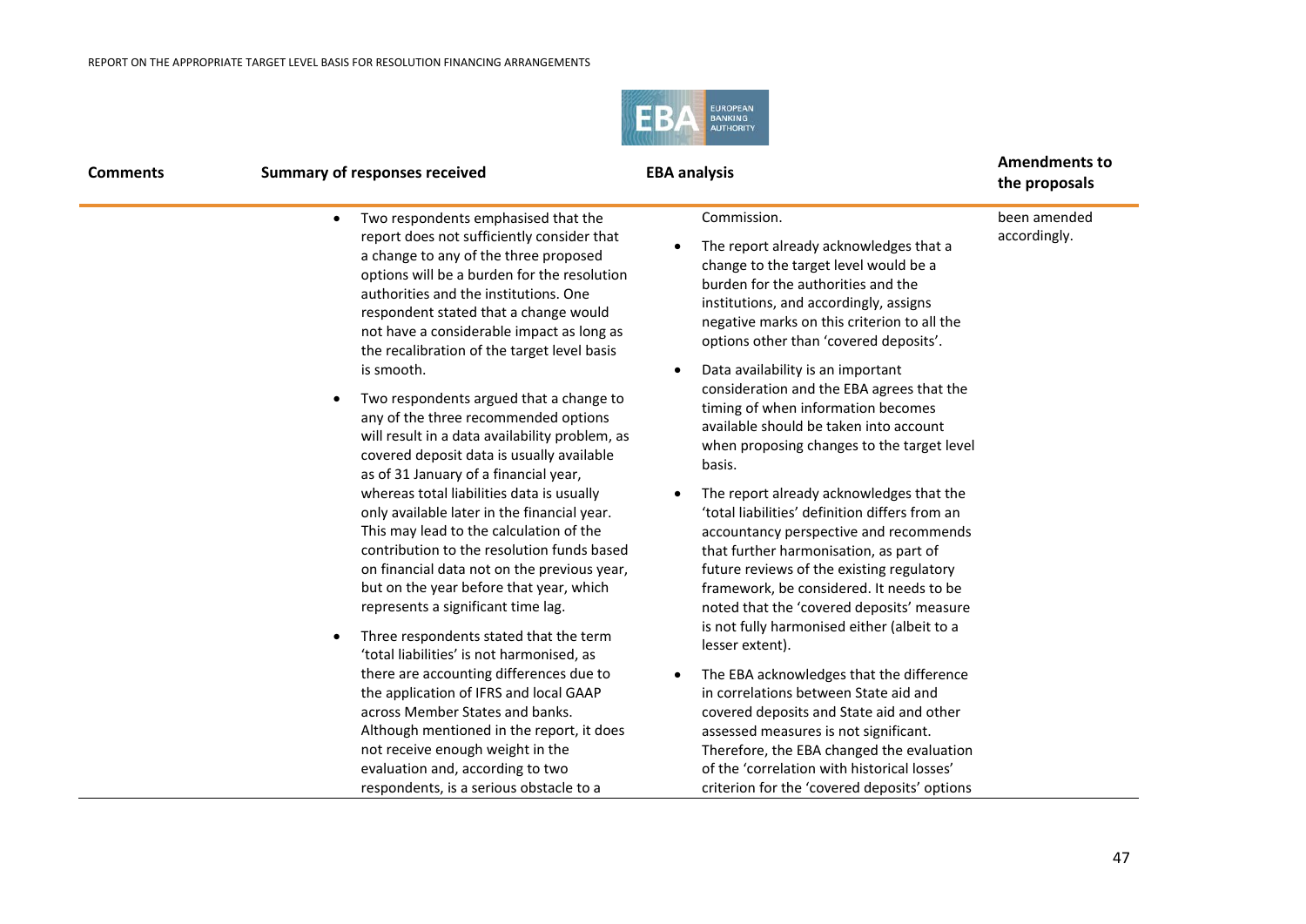| Comments | Summary of responses received | EBA analysis | Amendments to the proposals |
|---|---|---|---|
| | • Two respondents emphasised that the report does not sufficiently consider that a change to any of the three proposed options will be a burden for the resolution authorities and the institutions. One respondent stated that a change would not have a considerable impact as long as the recalibration of the target level basis is smooth.<br><br>• Two respondents argued that a change to any of the three recommended options will result in a data availability problem, as covered deposit data is usually available as of 31 January of a financial year, whereas total liabilities data is usually only available later in the financial year. This may lead to the calculation of the contribution to the resolution funds based on financial data not on the previous year, but on the year before that year, which represents a significant time lag.<br><br>• Three respondents stated that the term 'total liabilities' is not harmonised, as there are accounting differences due to the application of IFRS and local GAAP across Member States and banks. Although mentioned in the report, it does not receive enough weight in the evaluation and, according to two respondents, is a serious obstacle to a | Commission.<br><br>• The report already acknowledges that a change to the target level would be a burden for the authorities and the institutions, and accordingly, assigns negative marks on this criterion to all the options other than 'covered deposits'.<br><br>• Data availability is an important consideration and the EBA agrees that the timing of when information becomes available should be taken into account when proposing changes to the target level basis.<br><br>• The report already acknowledges that the 'total liabilities' definition differs from an accountancy perspective and recommends that further harmonisation, as part of future reviews of the existing regulatory framework, be considered. It needs to be noted that the 'covered deposits' measure is not fully harmonised either (albeit to a lesser extent).<br><br>• The EBA acknowledges that the difference in correlations between State aid and covered deposits and State aid and other assessed measures is not significant. Therefore, the EBA changed the evaluation of the 'correlation with historical losses' criterion for the 'covered deposits' options | been amended accordingly. |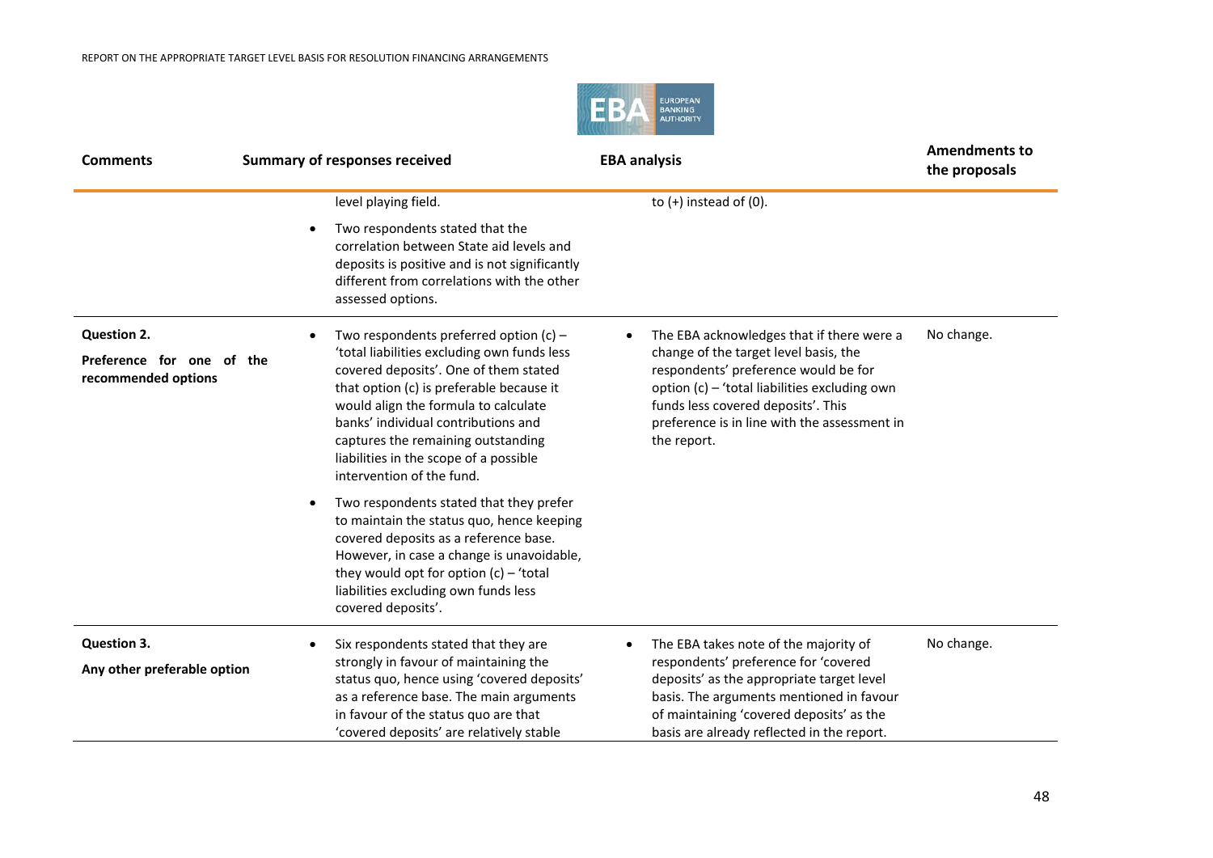| Comments | Summary of responses received | EBA analysis | Amendments to the proposals |
|---|---|---|---|
| | level playing field.<br><br>• Two respondents stated that the correlation between State aid levels and deposits is positive and is not significantly different from correlations with the other assessed options. | to (+) instead of (0). | |
| **Question 2.**<br><br>**Preference for one of the recommended options** | • Two respondents preferred option (c) – 'total liabilities excluding own funds less covered deposits'. One of them stated that option (c) is preferable because it would align the formula to calculate banks' individual contributions and captures the remaining outstanding liabilities in the scope of a possible intervention of the fund.<br><br>• Two respondents stated that they prefer to maintain the status quo, hence keeping covered deposits as a reference base. However, in case a change is unavoidable, they would opt for option (c) – 'total liabilities excluding own funds less covered deposits'. | • The EBA acknowledges that if there were a change of the target level basis, the respondents' preference would be for option (c) – 'total liabilities excluding own funds less covered deposits'. This preference is in line with the assessment in the report. | No change. |
| **Question 3.**<br><br>**Any other preferable option** | • Six respondents stated that they are strongly in favour of maintaining the status quo, hence using 'covered deposits' as a reference base. The main arguments in favour of the status quo are that 'covered deposits' are relatively stable | • The EBA takes note of the majority of respondents' preference for 'covered deposits' as the appropriate target level basis. The arguments mentioned in favour of maintaining 'covered deposits' as the basis are already reflected in the report. | No change. |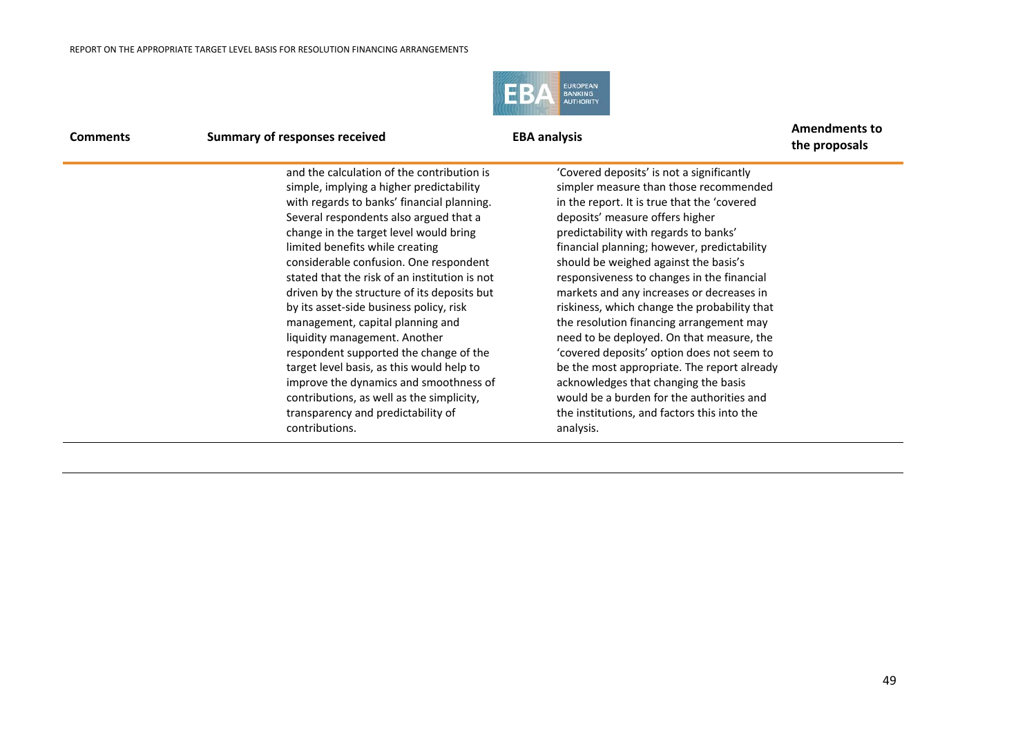| Comments | Summary of responses received | EBA analysis | Amendments to the proposals |
|---|---|---|---|
| | and the calculation of the contribution is simple, implying a higher predictability with regards to banks' financial planning. Several respondents also argued that a change in the target level would bring limited benefits while creating considerable confusion. One respondent stated that the risk of an institution is not driven by the structure of its deposits but by its asset-side business policy, risk management, capital planning and liquidity management. Another respondent supported the change of the target level basis, as this would help to improve the dynamics and smoothness of contributions, as well as the simplicity, transparency and predictability of contributions. | 'Covered deposits' is not a significantly simpler measure than those recommended in the report. It is true that the 'covered deposits' measure offers higher predictability with regards to banks' financial planning; however, predictability should be weighed against the basis's responsiveness to changes in the financial markets and any increases or decreases in riskiness, which change the probability that the resolution financing arrangement may need to be deployed. On that measure, the 'covered deposits' option does not seem to be the most appropriate. The report already acknowledges that changing the basis would be a burden for the authorities and the institutions, and factors this into the analysis. | |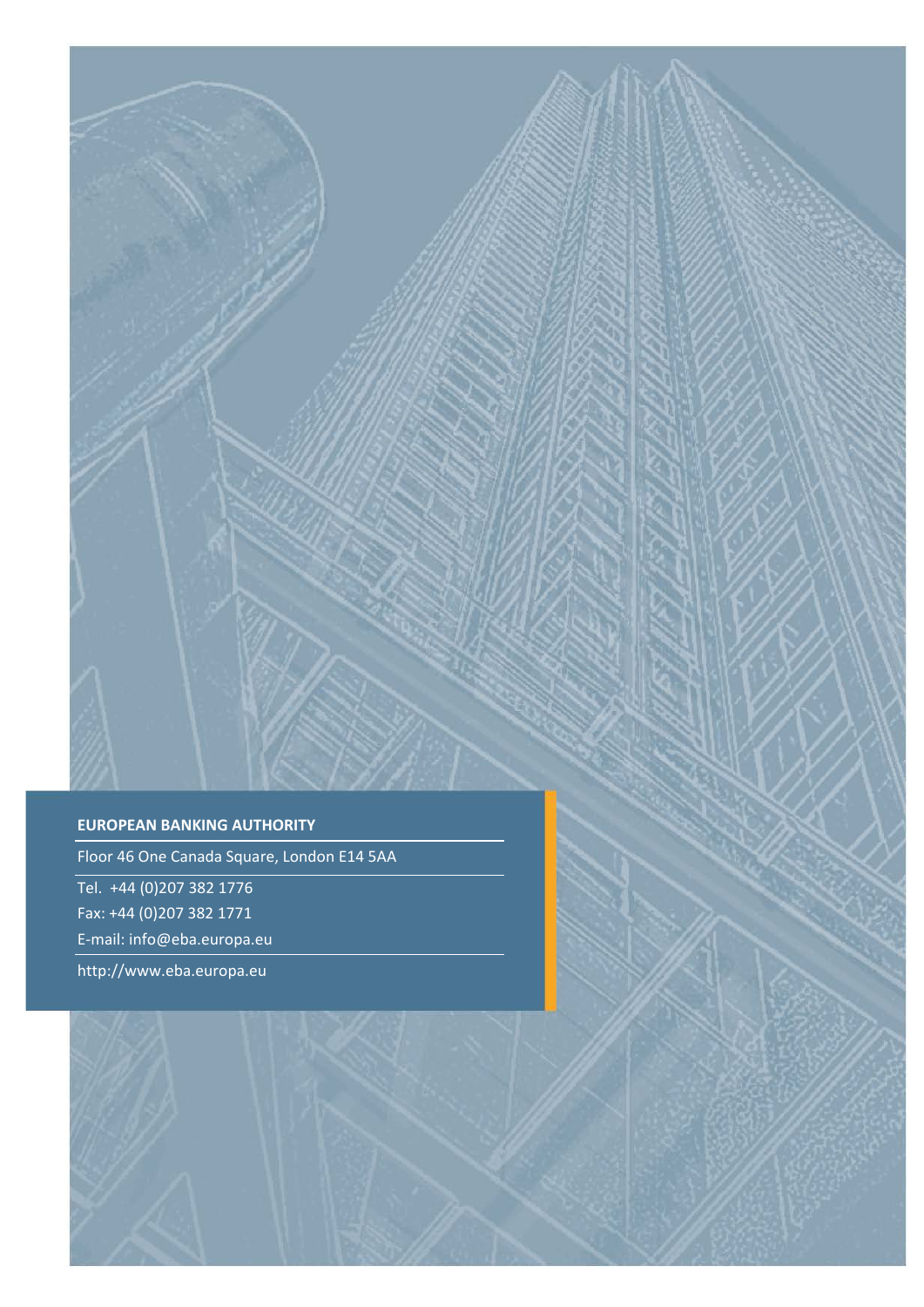**EUROPEAN BANKING AUTHORITY**

Floor 46 One Canada Square, London E14 5AA

Tel. +44 (0)207 382 1776

Fax: +44 (0)207 382 1771

E-mail: info@eba.europa.eu

http://www.eba.europa.eu